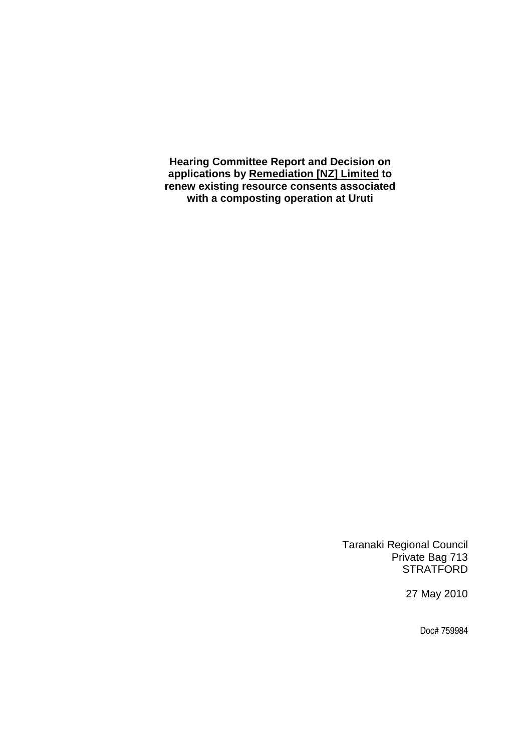**Hearing Committee Report and Decision on applications by <u>Remediation [NZ] Limited</u> to renew existing resource consents associated with a composting operation at Uruti**

Taranaki Regional Council
Private Bag 713
STRATFORD

27 May 2010

Doc# 759984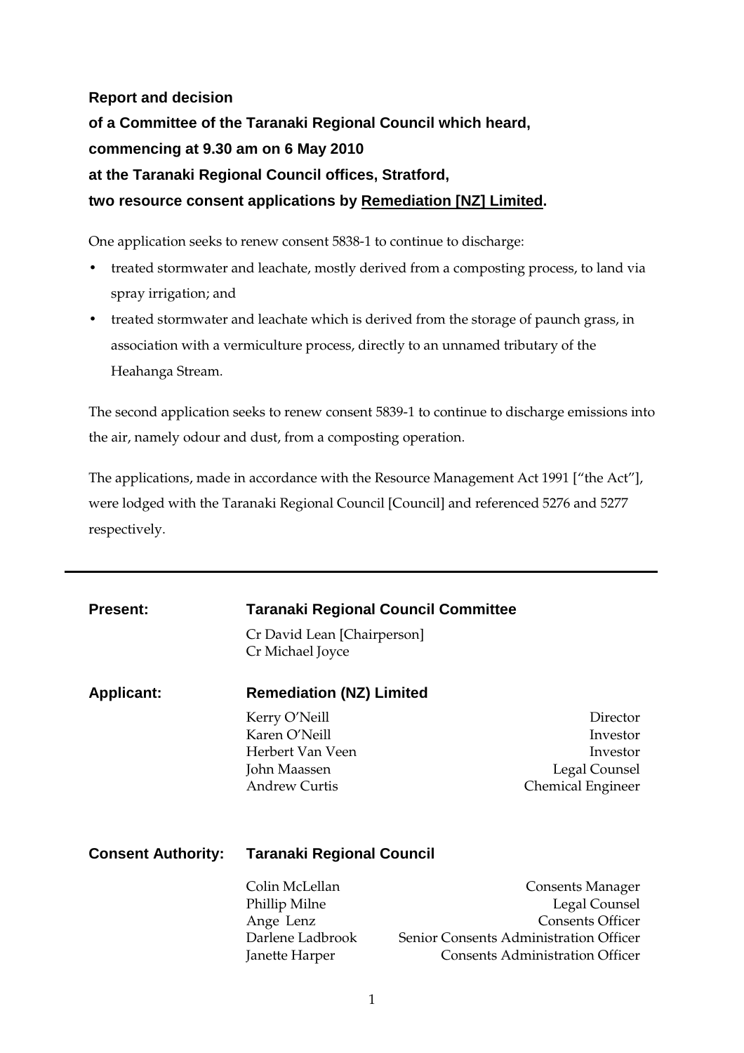**Report and decision**

**of a Committee of the Taranaki Regional Council which heard,**

**commencing at 9.30 am on 6 May 2010**

**at the Taranaki Regional Council offices, Stratford,**

**two resource consent applications by Remediation [NZ] Limited.**

One application seeks to renew consent 5838-1 to continue to discharge:

- treated stormwater and leachate, mostly derived from a composting process, to land via spray irrigation; and
- treated stormwater and leachate which is derived from the storage of paunch grass, in association with a vermiculture process, directly to an unnamed tributary of the Heahanga Stream.

The second application seeks to renew consent 5839-1 to continue to discharge emissions into the air, namely odour and dust, from a composting operation.

The applications, made in accordance with the Resource Management Act 1991 ["the Act"], were lodged with the Taranaki Regional Council [Council] and referenced 5276 and 5277 respectively.

---

| | | |
|---|---|---|
| **Present:** | **Taranaki Regional Council Committee** | |
| | Cr David Lean [Chairperson] | |
| | Cr Michael Joyce | |
| **Applicant:** | **Remediation (NZ) Limited** | |
| | Kerry O'Neill | Director |
| | Karen O'Neill | Investor |
| | Herbert Van Veen | Investor |
| | John Maassen | Legal Counsel |
| | Andrew Curtis | Chemical Engineer |
| **Consent Authority:** | **Taranaki Regional Council** | |
| | Colin McLellan | Consents Manager |
| | Phillip Milne | Legal Counsel |
| | Ange Lenz | Consents Officer |
| | Darlene Ladbrook | Senior Consents Administration Officer |
| | Janette Harper | Consents Administration Officer |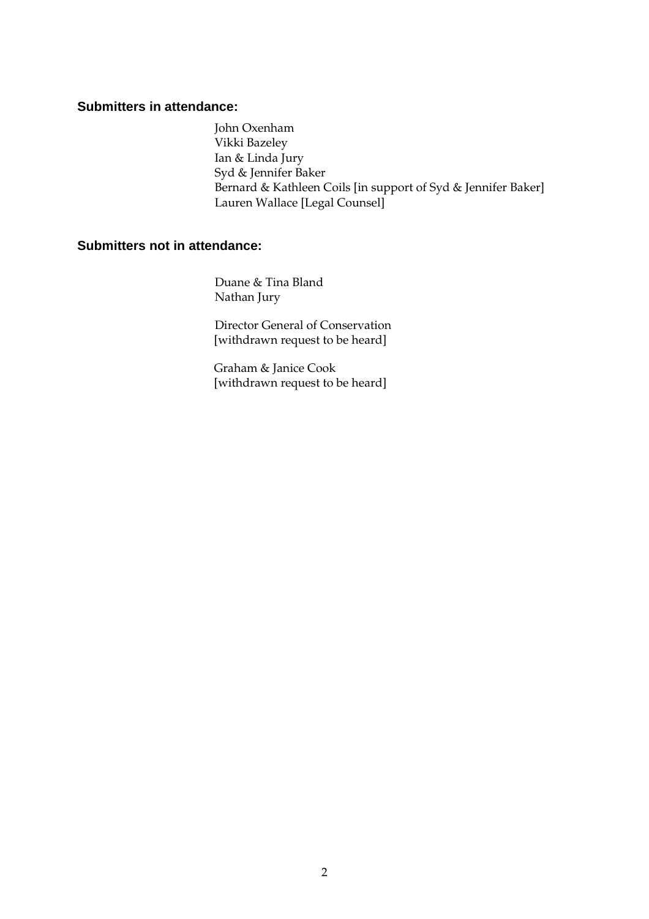### Submitters in attendance:

John Oxenham
Vikki Bazeley
Ian & Linda Jury
Syd & Jennifer Baker
Bernard & Kathleen Coils [in support of Syd & Jennifer Baker]
Lauren Wallace [Legal Counsel]

### Submitters not in attendance:

Duane & Tina Bland
Nathan Jury

Director General of Conservation
[withdrawn request to be heard]

Graham & Janice Cook
[withdrawn request to be heard]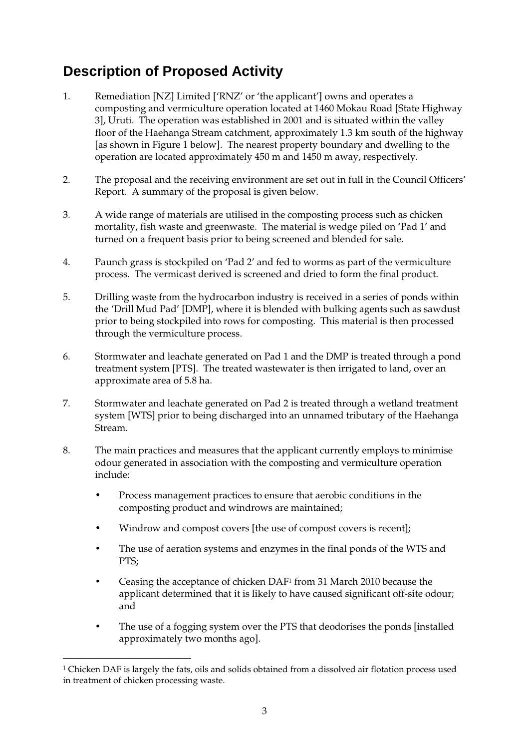## Description of Proposed Activity

1. Remediation [NZ] Limited ['RNZ' or 'the applicant'] owns and operates a composting and vermiculture operation located at 1460 Mokau Road [State Highway 3], Uruti. The operation was established in 2001 and is situated within the valley floor of the Haehanga Stream catchment, approximately 1.3 km south of the highway [as shown in Figure 1 below]. The nearest property boundary and dwelling to the operation are located approximately 450 m and 1450 m away, respectively.

2. The proposal and the receiving environment are set out in full in the Council Officers' Report. A summary of the proposal is given below.

3. A wide range of materials are utilised in the composting process such as chicken mortality, fish waste and greenwaste. The material is wedge piled on 'Pad 1' and turned on a frequent basis prior to being screened and blended for sale.

4. Paunch grass is stockpiled on 'Pad 2' and fed to worms as part of the vermiculture process. The vermicast derived is screened and dried to form the final product.

5. Drilling waste from the hydrocarbon industry is received in a series of ponds within the 'Drill Mud Pad' [DMP], where it is blended with bulking agents such as sawdust prior to being stockpiled into rows for composting. This material is then processed through the vermiculture process.

6. Stormwater and leachate generated on Pad 1 and the DMP is treated through a pond treatment system [PTS]. The treated wastewater is then irrigated to land, over an approximate area of 5.8 ha.

7. Stormwater and leachate generated on Pad 2 is treated through a wetland treatment system [WTS] prior to being discharged into an unnamed tributary of the Haehanga Stream.

8. The main practices and measures that the applicant currently employs to minimise odour generated in association with the composting and vermiculture operation include:

   - Process management practices to ensure that aerobic conditions in the composting product and windrows are maintained;
   - Windrow and compost covers [the use of compost covers is recent];
   - The use of aeration systems and enzymes in the final ponds of the WTS and PTS;
   - Ceasing the acceptance of chicken DAF[1] from 31 March 2010 because the applicant determined that it is likely to have caused significant off-site odour; and
   - The use of a fogging system over the PTS that deodorises the ponds [installed approximately two months ago].

[1] Chicken DAF is largely the fats, oils and solids obtained from a dissolved air flotation process used in treatment of chicken processing waste.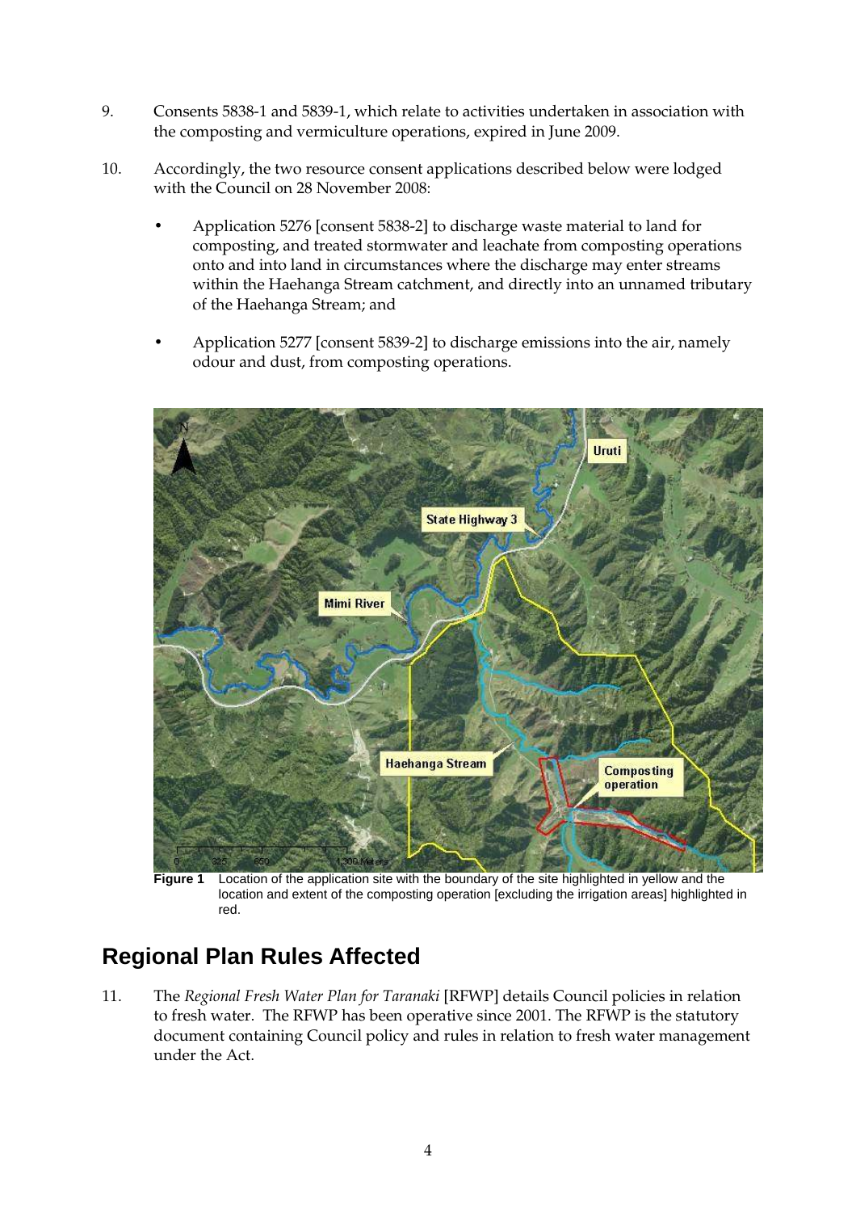9. Consents 5838-1 and 5839-1, which relate to activities undertaken in association with the composting and vermiculture operations, expired in June 2009.

10. Accordingly, the two resource consent applications described below were lodged with the Council on 28 November 2008:

   - Application 5276 [consent 5838-2] to discharge waste material to land for composting, and treated stormwater and leachate from composting operations onto and into land in circumstances where the discharge may enter streams within the Haehanga Stream catchment, and directly into an unnamed tributary of the Haehanga Stream; and

   - Application 5277 [consent 5839-2] to discharge emissions into the air, namely odour and dust, from composting operations.

**Figure 1** Location of the application site with the boundary of the site highlighted in yellow and the location and extent of the composting operation [excluding the irrigation areas] highlighted in red.

## Regional Plan Rules Affected

11. The *Regional Fresh Water Plan for Taranaki* [RFWP] details Council policies in relation to fresh water. The RFWP has been operative since 2001. The RFWP is the statutory document containing Council policy and rules in relation to fresh water management under the Act.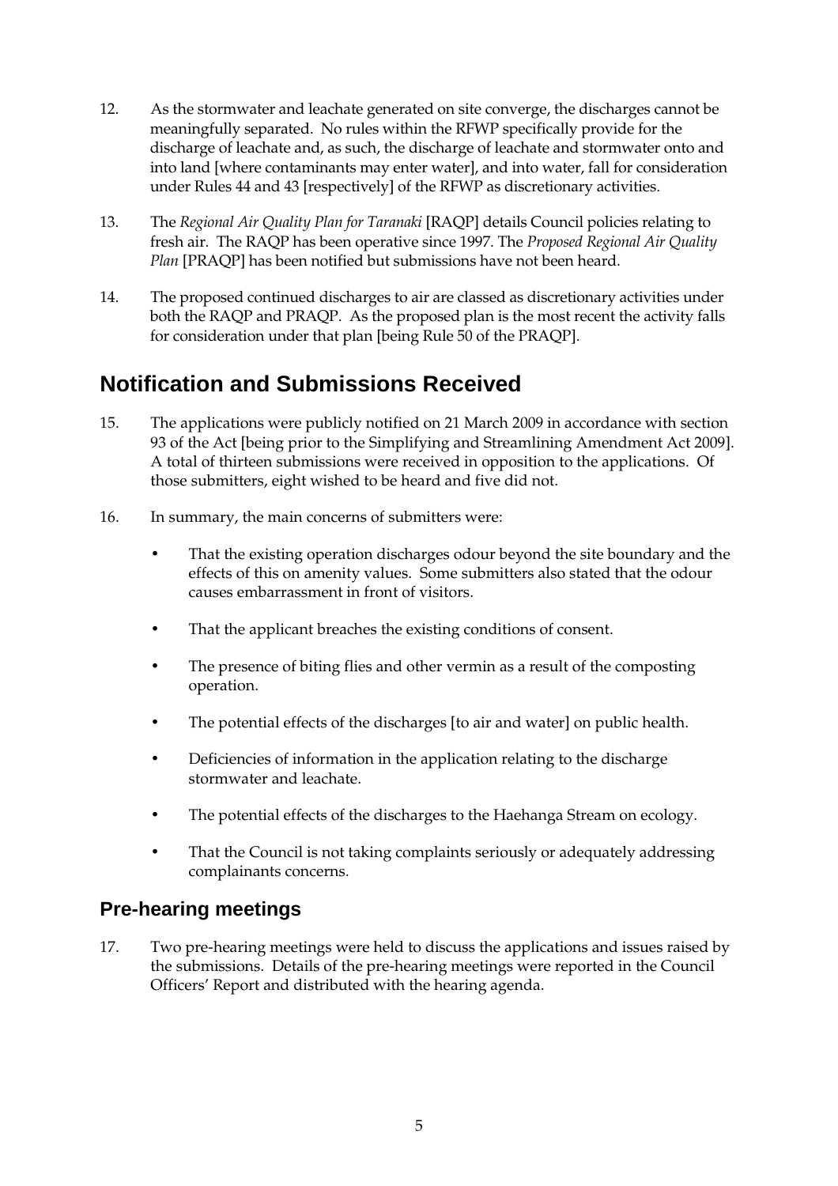12. As the stormwater and leachate generated on site converge, the discharges cannot be meaningfully separated. No rules within the RFWP specifically provide for the discharge of leachate and, as such, the discharge of leachate and stormwater onto and into land [where contaminants may enter water], and into water, fall for consideration under Rules 44 and 43 [respectively] of the RFWP as discretionary activities.

13. The *Regional Air Quality Plan for Taranaki* [RAQP] details Council policies relating to fresh air. The RAQP has been operative since 1997. The *Proposed Regional Air Quality Plan* [PRAQP] has been notified but submissions have not been heard.

14. The proposed continued discharges to air are classed as discretionary activities under both the RAQP and PRAQP. As the proposed plan is the most recent the activity falls for consideration under that plan [being Rule 50 of the PRAQP].

# Notification and Submissions Received

15. The applications were publicly notified on 21 March 2009 in accordance with section 93 of the Act [being prior to the Simplifying and Streamlining Amendment Act 2009]. A total of thirteen submissions were received in opposition to the applications. Of those submitters, eight wished to be heard and five did not.

16. In summary, the main concerns of submitters were:

- That the existing operation discharges odour beyond the site boundary and the effects of this on amenity values. Some submitters also stated that the odour causes embarrassment in front of visitors.
- That the applicant breaches the existing conditions of consent.
- The presence of biting flies and other vermin as a result of the composting operation.
- The potential effects of the discharges [to air and water] on public health.
- Deficiencies of information in the application relating to the discharge stormwater and leachate.
- The potential effects of the discharges to the Haehanga Stream on ecology.
- That the Council is not taking complaints seriously or adequately addressing complainants concerns.

## Pre-hearing meetings

17. Two pre-hearing meetings were held to discuss the applications and issues raised by the submissions. Details of the pre-hearing meetings were reported in the Council Officers' Report and distributed with the hearing agenda.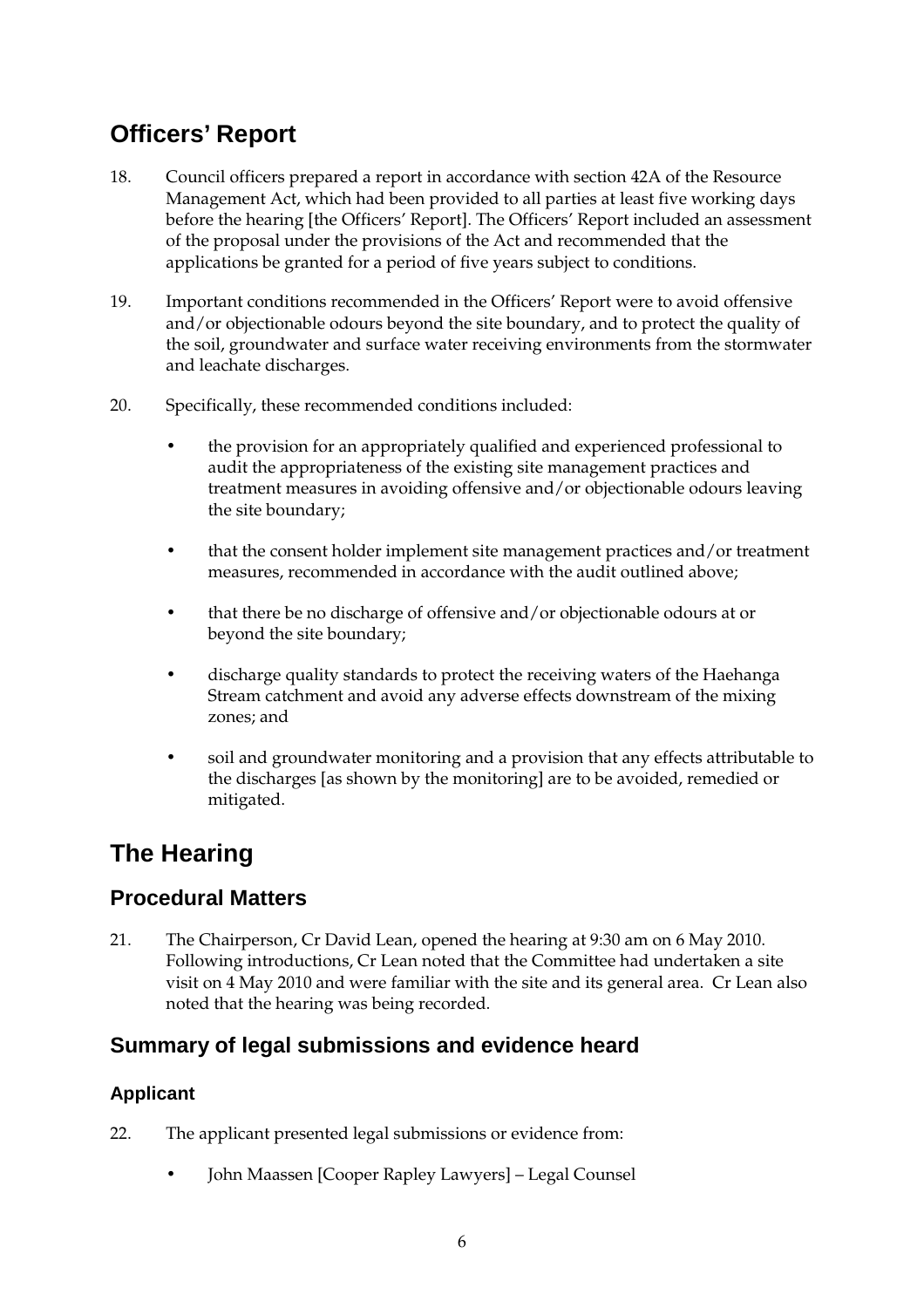# Officers' Report

18. Council officers prepared a report in accordance with section 42A of the Resource Management Act, which had been provided to all parties at least five working days before the hearing [the Officers' Report]. The Officers' Report included an assessment of the proposal under the provisions of the Act and recommended that the applications be granted for a period of five years subject to conditions.

19. Important conditions recommended in the Officers' Report were to avoid offensive and/or objectionable odours beyond the site boundary, and to protect the quality of the soil, groundwater and surface water receiving environments from the stormwater and leachate discharges.

20. Specifically, these recommended conditions included:

    - the provision for an appropriately qualified and experienced professional to audit the appropriateness of the existing site management practices and treatment measures in avoiding offensive and/or objectionable odours leaving the site boundary;

    - that the consent holder implement site management practices and/or treatment measures, recommended in accordance with the audit outlined above;

    - that there be no discharge of offensive and/or objectionable odours at or beyond the site boundary;

    - discharge quality standards to protect the receiving waters of the Haehanga Stream catchment and avoid any adverse effects downstream of the mixing zones; and

    - soil and groundwater monitoring and a provision that any effects attributable to the discharges [as shown by the monitoring] are to be avoided, remedied or mitigated.

# The Hearing

## Procedural Matters

21. The Chairperson, Cr David Lean, opened the hearing at 9:30 am on 6 May 2010. Following introductions, Cr Lean noted that the Committee had undertaken a site visit on 4 May 2010 and were familiar with the site and its general area. Cr Lean also noted that the hearing was being recorded.

## Summary of legal submissions and evidence heard

### Applicant

22. The applicant presented legal submissions or evidence from:

    - John Maassen [Cooper Rapley Lawyers] – Legal Counsel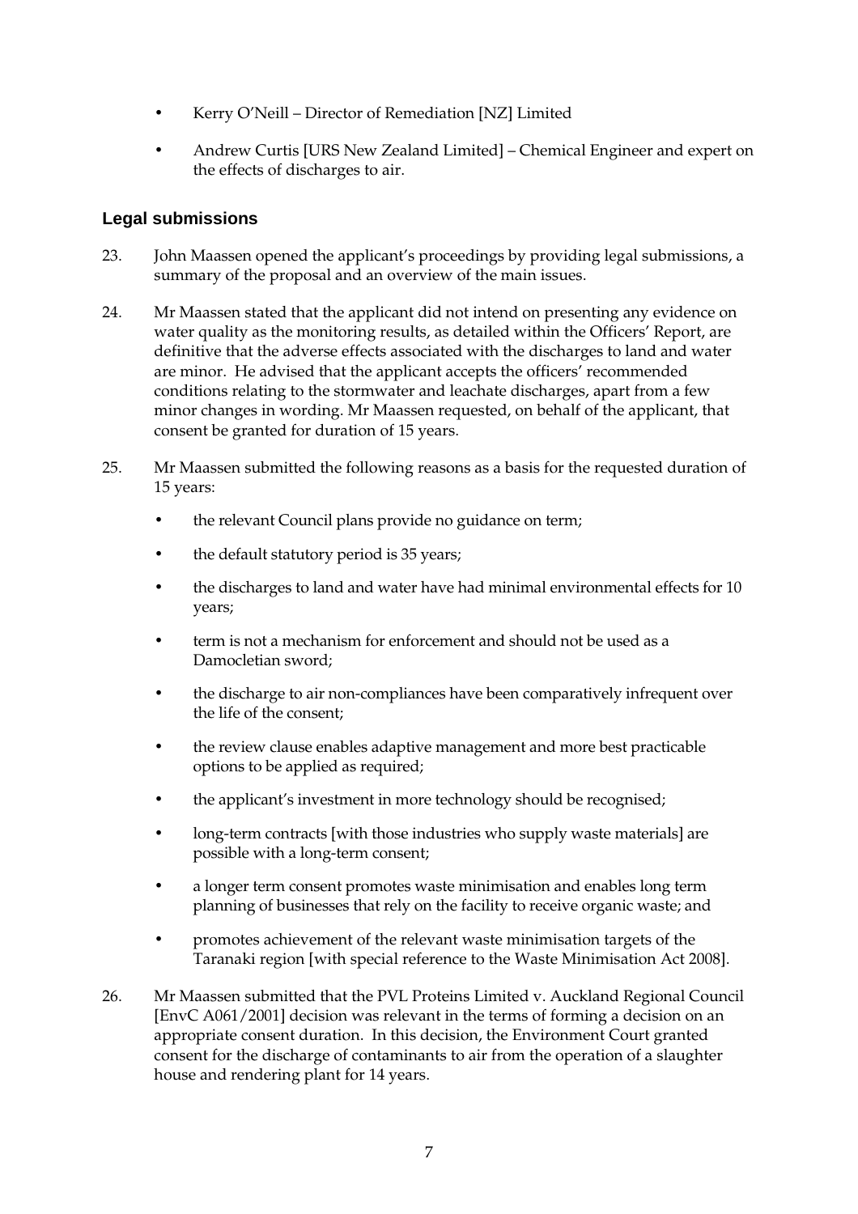- Kerry O'Neill – Director of Remediation [NZ] Limited
- Andrew Curtis [URS New Zealand Limited] – Chemical Engineer and expert on the effects of discharges to air.

## Legal submissions

23. John Maassen opened the applicant's proceedings by providing legal submissions, a summary of the proposal and an overview of the main issues.

24. Mr Maassen stated that the applicant did not intend on presenting any evidence on water quality as the monitoring results, as detailed within the Officers' Report, are definitive that the adverse effects associated with the discharges to land and water are minor. He advised that the applicant accepts the officers' recommended conditions relating to the stormwater and leachate discharges, apart from a few minor changes in wording. Mr Maassen requested, on behalf of the applicant, that consent be granted for duration of 15 years.

25. Mr Maassen submitted the following reasons as a basis for the requested duration of 15 years:

    - the relevant Council plans provide no guidance on term;
    - the default statutory period is 35 years;
    - the discharges to land and water have had minimal environmental effects for 10 years;
    - term is not a mechanism for enforcement and should not be used as a Damocletian sword;
    - the discharge to air non-compliances have been comparatively infrequent over the life of the consent;
    - the review clause enables adaptive management and more best practicable options to be applied as required;
    - the applicant's investment in more technology should be recognised;
    - long-term contracts [with those industries who supply waste materials] are possible with a long-term consent;
    - a longer term consent promotes waste minimisation and enables long term planning of businesses that rely on the facility to receive organic waste; and
    - promotes achievement of the relevant waste minimisation targets of the Taranaki region [with special reference to the Waste Minimisation Act 2008].

26. Mr Maassen submitted that the PVL Proteins Limited v. Auckland Regional Council [EnvC A061/2001] decision was relevant in the terms of forming a decision on an appropriate consent duration. In this decision, the Environment Court granted consent for the discharge of contaminants to air from the operation of a slaughter house and rendering plant for 14 years.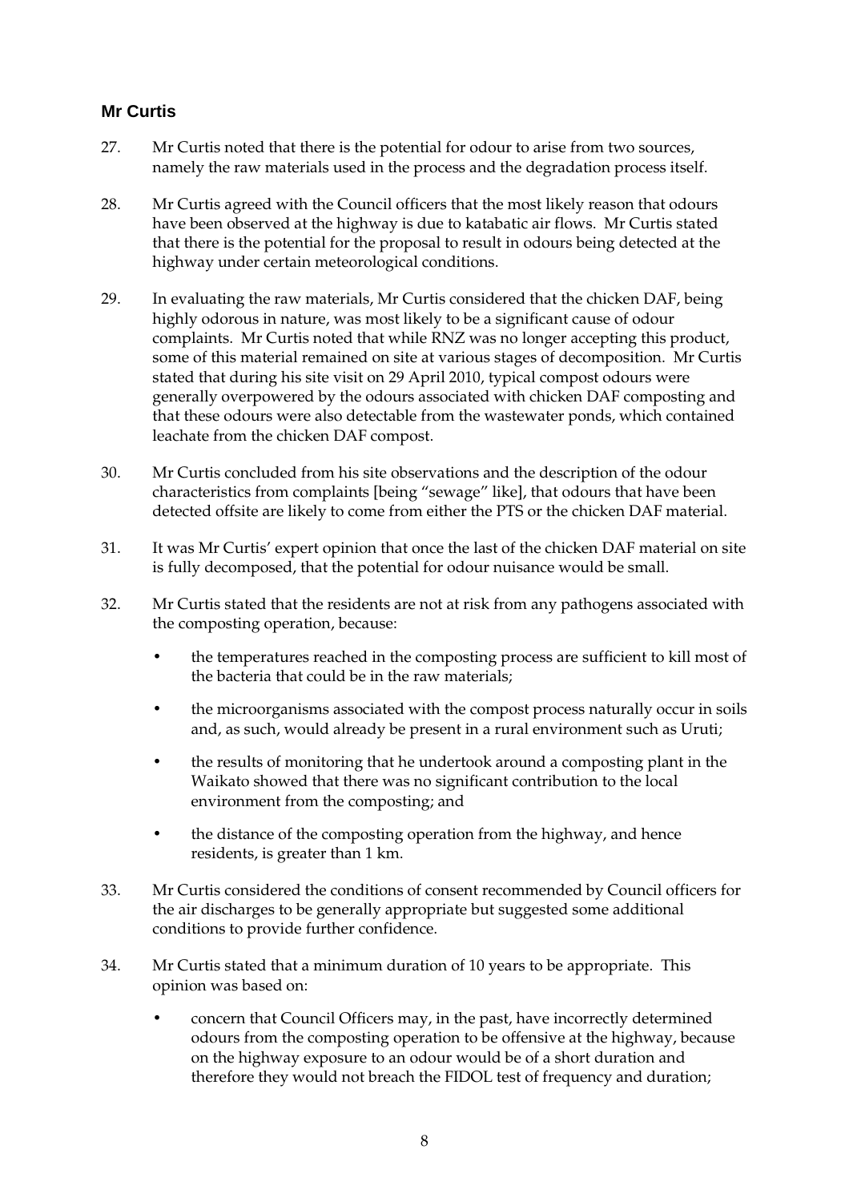## Mr Curtis

27. Mr Curtis noted that there is the potential for odour to arise from two sources, namely the raw materials used in the process and the degradation process itself.

28. Mr Curtis agreed with the Council officers that the most likely reason that odours have been observed at the highway is due to katabatic air flows. Mr Curtis stated that there is the potential for the proposal to result in odours being detected at the highway under certain meteorological conditions.

29. In evaluating the raw materials, Mr Curtis considered that the chicken DAF, being highly odorous in nature, was most likely to be a significant cause of odour complaints. Mr Curtis noted that while RNZ was no longer accepting this product, some of this material remained on site at various stages of decomposition. Mr Curtis stated that during his site visit on 29 April 2010, typical compost odours were generally overpowered by the odours associated with chicken DAF composting and that these odours were also detectable from the wastewater ponds, which contained leachate from the chicken DAF compost.

30. Mr Curtis concluded from his site observations and the description of the odour characteristics from complaints [being "sewage" like], that odours that have been detected offsite are likely to come from either the PTS or the chicken DAF material.

31. It was Mr Curtis' expert opinion that once the last of the chicken DAF material on site is fully decomposed, that the potential for odour nuisance would be small.

32. Mr Curtis stated that the residents are not at risk from any pathogens associated with the composting operation, because:

   - the temperatures reached in the composting process are sufficient to kill most of the bacteria that could be in the raw materials;
   - the microorganisms associated with the compost process naturally occur in soils and, as such, would already be present in a rural environment such as Uruti;
   - the results of monitoring that he undertook around a composting plant in the Waikato showed that there was no significant contribution to the local environment from the composting; and
   - the distance of the composting operation from the highway, and hence residents, is greater than 1 km.

33. Mr Curtis considered the conditions of consent recommended by Council officers for the air discharges to be generally appropriate but suggested some additional conditions to provide further confidence.

34. Mr Curtis stated that a minimum duration of 10 years to be appropriate. This opinion was based on:

   - concern that Council Officers may, in the past, have incorrectly determined odours from the composting operation to be offensive at the highway, because on the highway exposure to an odour would be of a short duration and therefore they would not breach the FIDOL test of frequency and duration;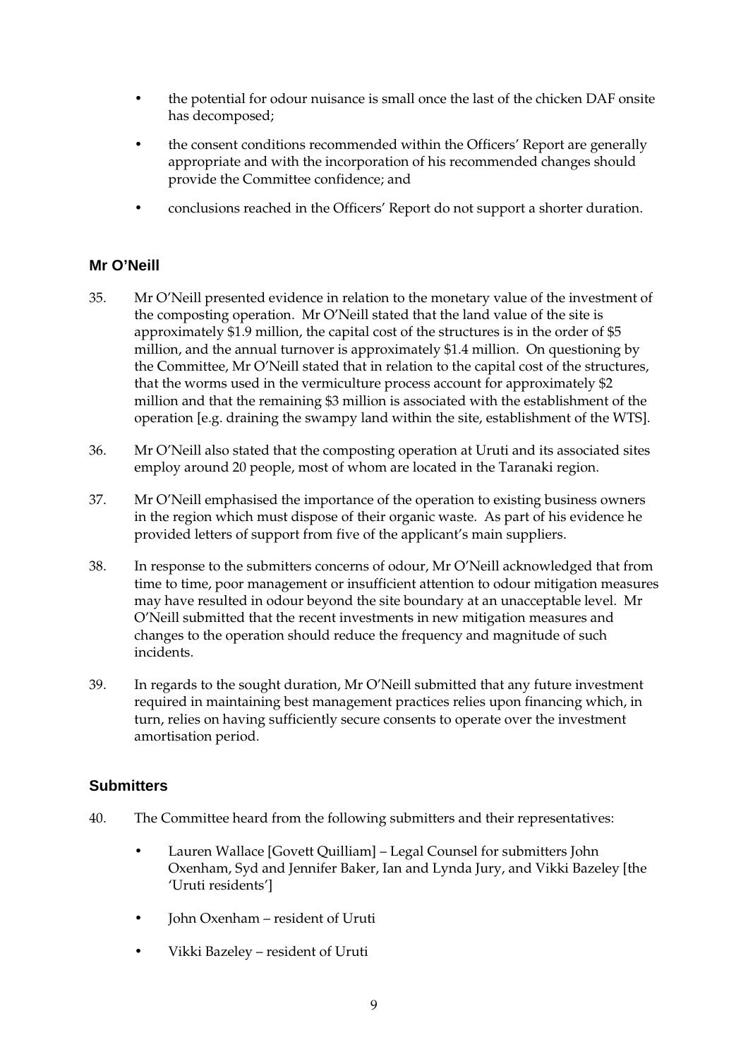- the potential for odour nuisance is small once the last of the chicken DAF onsite has decomposed;
- the consent conditions recommended within the Officers' Report are generally appropriate and with the incorporation of his recommended changes should provide the Committee confidence; and
- conclusions reached in the Officers' Report do not support a shorter duration.

### Mr O'Neill

35. Mr O'Neill presented evidence in relation to the monetary value of the investment of the composting operation. Mr O'Neill stated that the land value of the site is approximately $1.9 million, the capital cost of the structures is in the order of $5 million, and the annual turnover is approximately $1.4 million. On questioning by the Committee, Mr O'Neill stated that in relation to the capital cost of the structures, that the worms used in the vermiculture process account for approximately $2 million and that the remaining $3 million is associated with the establishment of the operation [e.g. draining the swampy land within the site, establishment of the WTS].

36. Mr O'Neill also stated that the composting operation at Uruti and its associated sites employ around 20 people, most of whom are located in the Taranaki region.

37. Mr O'Neill emphasised the importance of the operation to existing business owners in the region which must dispose of their organic waste. As part of his evidence he provided letters of support from five of the applicant's main suppliers.

38. In response to the submitters concerns of odour, Mr O'Neill acknowledged that from time to time, poor management or insufficient attention to odour mitigation measures may have resulted in odour beyond the site boundary at an unacceptable level. Mr O'Neill submitted that the recent investments in new mitigation measures and changes to the operation should reduce the frequency and magnitude of such incidents.

39. In regards to the sought duration, Mr O'Neill submitted that any future investment required in maintaining best management practices relies upon financing which, in turn, relies on having sufficiently secure consents to operate over the investment amortisation period.

### Submitters

40. The Committee heard from the following submitters and their representatives:

- Lauren Wallace [Govett Quilliam] – Legal Counsel for submitters John Oxenham, Syd and Jennifer Baker, Ian and Lynda Jury, and Vikki Bazeley [the 'Uruti residents']
- John Oxenham – resident of Uruti
- Vikki Bazeley – resident of Uruti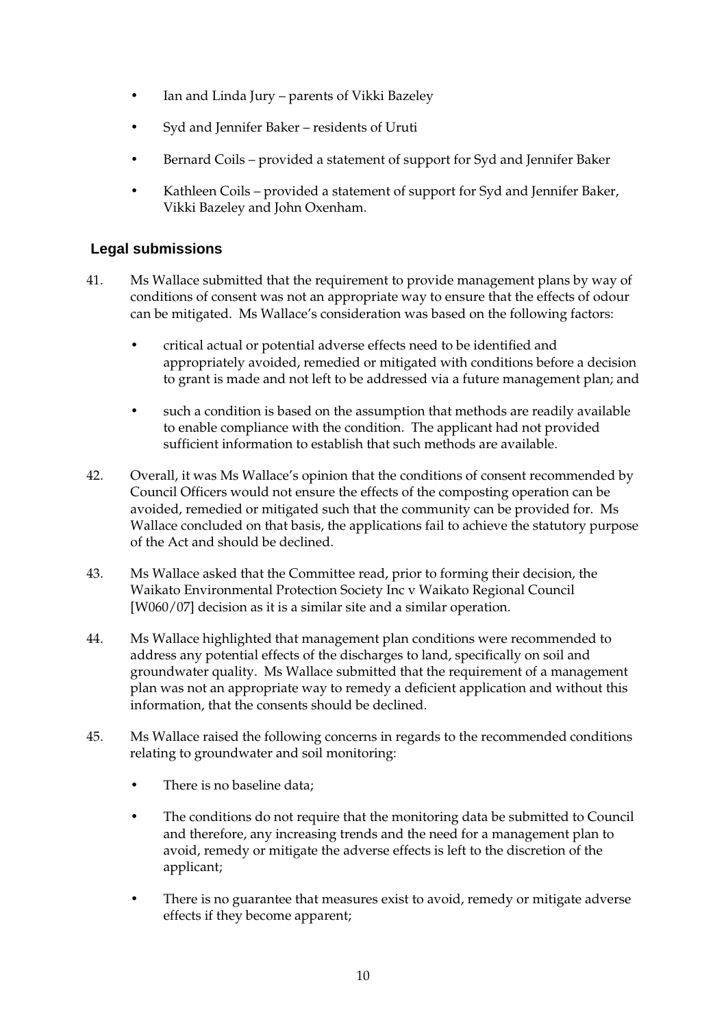- Ian and Linda Jury – parents of Vikki Bazeley
- Syd and Jennifer Baker – residents of Uruti
- Bernard Coils – provided a statement of support for Syd and Jennifer Baker
- Kathleen Coils – provided a statement of support for Syd and Jennifer Baker, Vikki Bazeley and John Oxenham.

## Legal submissions

41. Ms Wallace submitted that the requirement to provide management plans by way of conditions of consent was not an appropriate way to ensure that the effects of odour can be mitigated. Ms Wallace's consideration was based on the following factors:

    - critical actual or potential adverse effects need to be identified and appropriately avoided, remedied or mitigated with conditions before a decision to grant is made and not left to be addressed via a future management plan; and
    - such a condition is based on the assumption that methods are readily available to enable compliance with the condition. The applicant had not provided sufficient information to establish that such methods are available.

42. Overall, it was Ms Wallace's opinion that the conditions of consent recommended by Council Officers would not ensure the effects of the composting operation can be avoided, remedied or mitigated such that the community can be provided for. Ms Wallace concluded on that basis, the applications fail to achieve the statutory purpose of the Act and should be declined.

43. Ms Wallace asked that the Committee read, prior to forming their decision, the Waikato Environmental Protection Society Inc v Waikato Regional Council [W060/07] decision as it is a similar site and a similar operation.

44. Ms Wallace highlighted that management plan conditions were recommended to address any potential effects of the discharges to land, specifically on soil and groundwater quality. Ms Wallace submitted that the requirement of a management plan was not an appropriate way to remedy a deficient application and without this information, that the consents should be declined.

45. Ms Wallace raised the following concerns in regards to the recommended conditions relating to groundwater and soil monitoring:

    - There is no baseline data;
    - The conditions do not require that the monitoring data be submitted to Council and therefore, any increasing trends and the need for a management plan to avoid, remedy or mitigate the adverse effects is left to the discretion of the applicant;
    - There is no guarantee that measures exist to avoid, remedy or mitigate adverse effects if they become apparent;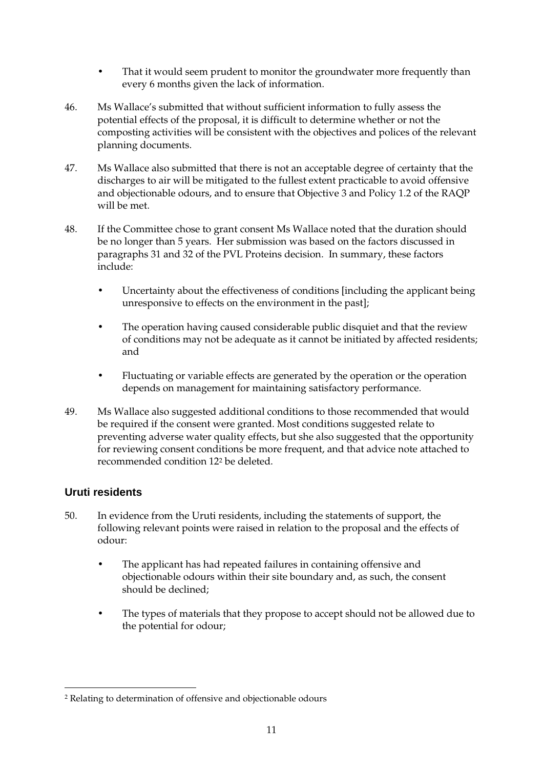- That it would seem prudent to monitor the groundwater more frequently than every 6 months given the lack of information.

46. Ms Wallace's submitted that without sufficient information to fully assess the potential effects of the proposal, it is difficult to determine whether or not the composting activities will be consistent with the objectives and polices of the relevant planning documents.

47. Ms Wallace also submitted that there is not an acceptable degree of certainty that the discharges to air will be mitigated to the fullest extent practicable to avoid offensive and objectionable odours, and to ensure that Objective 3 and Policy 1.2 of the RAQP will be met.

48. If the Committee chose to grant consent Ms Wallace noted that the duration should be no longer than 5 years. Her submission was based on the factors discussed in paragraphs 31 and 32 of the PVL Proteins decision. In summary, these factors include:

    - Uncertainty about the effectiveness of conditions [including the applicant being unresponsive to effects on the environment in the past];
    - The operation having caused considerable public disquiet and that the review of conditions may not be adequate as it cannot be initiated by affected residents; and
    - Fluctuating or variable effects are generated by the operation or the operation depends on management for maintaining satisfactory performance.

49. Ms Wallace also suggested additional conditions to those recommended that would be required if the consent were granted. Most conditions suggested relate to preventing adverse water quality effects, but she also suggested that the opportunity for reviewing consent conditions be more frequent, and that advice note attached to recommended condition 12[2] be deleted.

## Uruti residents

50. In evidence from the Uruti residents, including the statements of support, the following relevant points were raised in relation to the proposal and the effects of odour:

    - The applicant has had repeated failures in containing offensive and objectionable odours within their site boundary and, as such, the consent should be declined;
    - The types of materials that they propose to accept should not be allowed due to the potential for odour;

---

[2] Relating to determination of offensive and objectionable odours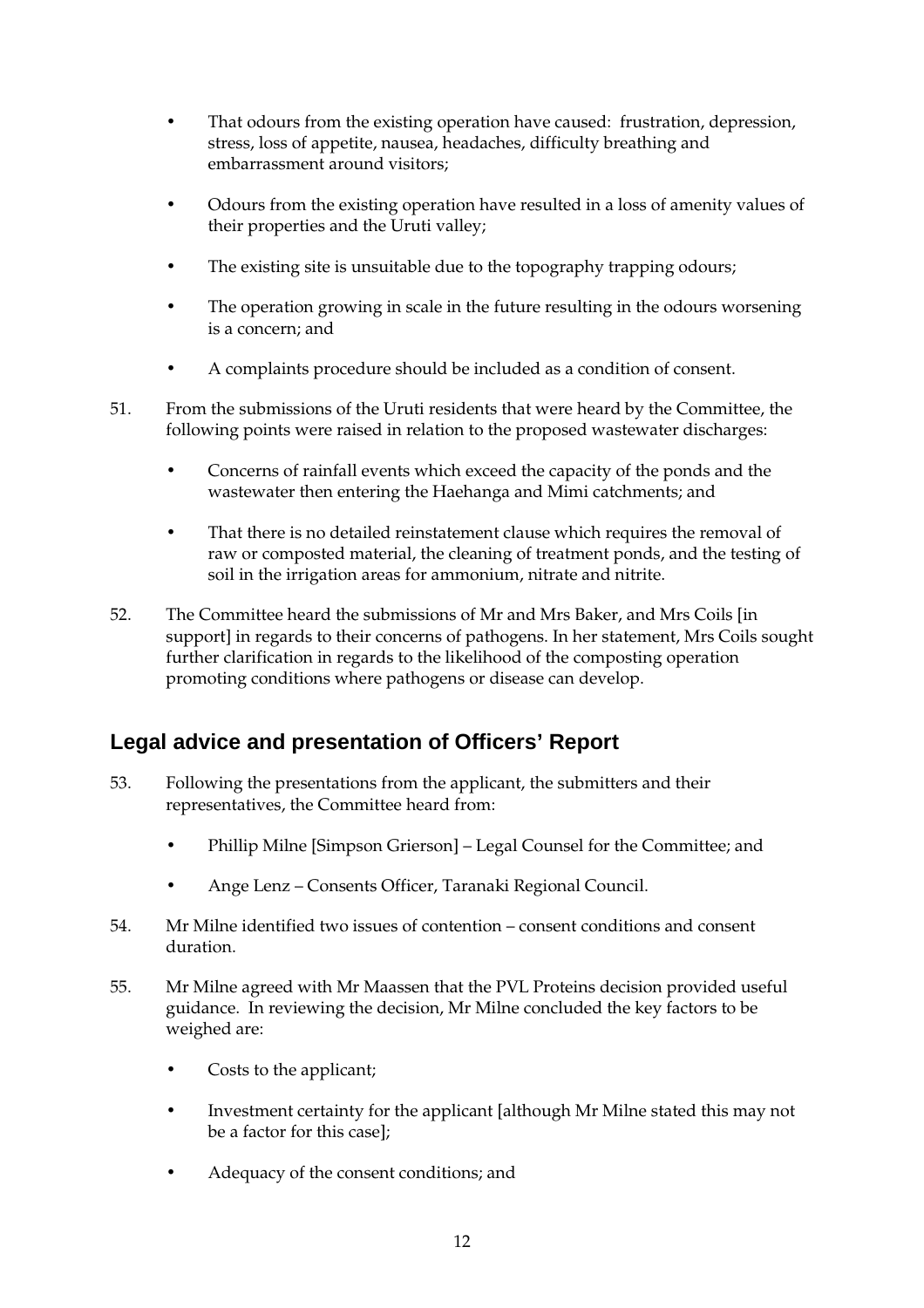- That odours from the existing operation have caused: frustration, depression, stress, loss of appetite, nausea, headaches, difficulty breathing and embarrassment around visitors;

- Odours from the existing operation have resulted in a loss of amenity values of their properties and the Uruti valley;

- The existing site is unsuitable due to the topography trapping odours;

- The operation growing in scale in the future resulting in the odours worsening is a concern; and

- A complaints procedure should be included as a condition of consent.

51. From the submissions of the Uruti residents that were heard by the Committee, the following points were raised in relation to the proposed wastewater discharges:

    - Concerns of rainfall events which exceed the capacity of the ponds and the wastewater then entering the Haehanga and Mimi catchments; and

    - That there is no detailed reinstatement clause which requires the removal of raw or composted material, the cleaning of treatment ponds, and the testing of soil in the irrigation areas for ammonium, nitrate and nitrite.

52. The Committee heard the submissions of Mr and Mrs Baker, and Mrs Coils [in support] in regards to their concerns of pathogens. In her statement, Mrs Coils sought further clarification in regards to the likelihood of the composting operation promoting conditions where pathogens or disease can develop.

## Legal advice and presentation of Officers' Report

53. Following the presentations from the applicant, the submitters and their representatives, the Committee heard from:

    - Phillip Milne [Simpson Grierson] – Legal Counsel for the Committee; and

    - Ange Lenz – Consents Officer, Taranaki Regional Council.

54. Mr Milne identified two issues of contention – consent conditions and consent duration.

55. Mr Milne agreed with Mr Maassen that the PVL Proteins decision provided useful guidance. In reviewing the decision, Mr Milne concluded the key factors to be weighed are:

    - Costs to the applicant;

    - Investment certainty for the applicant [although Mr Milne stated this may not be a factor for this case];

    - Adequacy of the consent conditions; and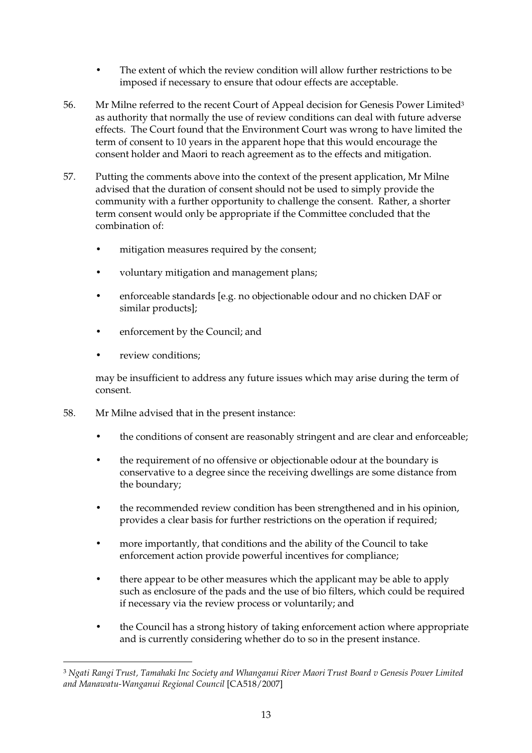- The extent of which the review condition will allow further restrictions to be imposed if necessary to ensure that odour effects are acceptable.

56. Mr Milne referred to the recent Court of Appeal decision for Genesis Power Limited[3] as authority that normally the use of review conditions can deal with future adverse effects. The Court found that the Environment Court was wrong to have limited the term of consent to 10 years in the apparent hope that this would encourage the consent holder and Maori to reach agreement as to the effects and mitigation.

57. Putting the comments above into the context of the present application, Mr Milne advised that the duration of consent should not be used to simply provide the community with a further opportunity to challenge the consent. Rather, a shorter term consent would only be appropriate if the Committee concluded that the combination of:

   - mitigation measures required by the consent;
   - voluntary mitigation and management plans;
   - enforceable standards [e.g. no objectionable odour and no chicken DAF or similar products];
   - enforcement by the Council; and
   - review conditions;

   may be insufficient to address any future issues which may arise during the term of consent.

58. Mr Milne advised that in the present instance:

   - the conditions of consent are reasonably stringent and are clear and enforceable;
   - the requirement of no offensive or objectionable odour at the boundary is conservative to a degree since the receiving dwellings are some distance from the boundary;
   - the recommended review condition has been strengthened and in his opinion, provides a clear basis for further restrictions on the operation if required;
   - more importantly, that conditions and the ability of the Council to take enforcement action provide powerful incentives for compliance;
   - there appear to be other measures which the applicant may be able to apply such as enclosure of the pads and the use of bio filters, which could be required if necessary via the review process or voluntarily; and
   - the Council has a strong history of taking enforcement action where appropriate and is currently considering whether do to so in the present instance.

---

[3] *Ngati Rangi Trust, Tamahaki Inc Society and Whanganui River Maori Trust Board v Genesis Power Limited and Manawatu-Wanganui Regional Council* [CA518/2007]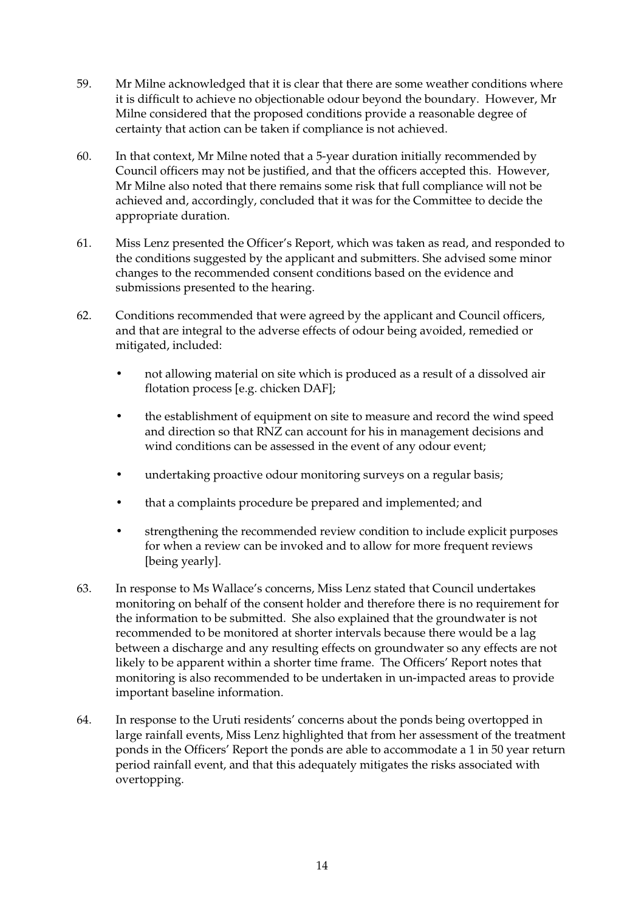59. Mr Milne acknowledged that it is clear that there are some weather conditions where it is difficult to achieve no objectionable odour beyond the boundary. However, Mr Milne considered that the proposed conditions provide a reasonable degree of certainty that action can be taken if compliance is not achieved.

60. In that context, Mr Milne noted that a 5-year duration initially recommended by Council officers may not be justified, and that the officers accepted this. However, Mr Milne also noted that there remains some risk that full compliance will not be achieved and, accordingly, concluded that it was for the Committee to decide the appropriate duration.

61. Miss Lenz presented the Officer's Report, which was taken as read, and responded to the conditions suggested by the applicant and submitters. She advised some minor changes to the recommended consent conditions based on the evidence and submissions presented to the hearing.

62. Conditions recommended that were agreed by the applicant and Council officers, and that are integral to the adverse effects of odour being avoided, remedied or mitigated, included:

   - not allowing material on site which is produced as a result of a dissolved air flotation process [e.g. chicken DAF];
   - the establishment of equipment on site to measure and record the wind speed and direction so that RNZ can account for his in management decisions and wind conditions can be assessed in the event of any odour event;
   - undertaking proactive odour monitoring surveys on a regular basis;
   - that a complaints procedure be prepared and implemented; and
   - strengthening the recommended review condition to include explicit purposes for when a review can be invoked and to allow for more frequent reviews [being yearly].

63. In response to Ms Wallace's concerns, Miss Lenz stated that Council undertakes monitoring on behalf of the consent holder and therefore there is no requirement for the information to be submitted. She also explained that the groundwater is not recommended to be monitored at shorter intervals because there would be a lag between a discharge and any resulting effects on groundwater so any effects are not likely to be apparent within a shorter time frame. The Officers' Report notes that monitoring is also recommended to be undertaken in un-impacted areas to provide important baseline information.

64. In response to the Uruti residents' concerns about the ponds being overtopped in large rainfall events, Miss Lenz highlighted that from her assessment of the treatment ponds in the Officers' Report the ponds are able to accommodate a 1 in 50 year return period rainfall event, and that this adequately mitigates the risks associated with overtopping.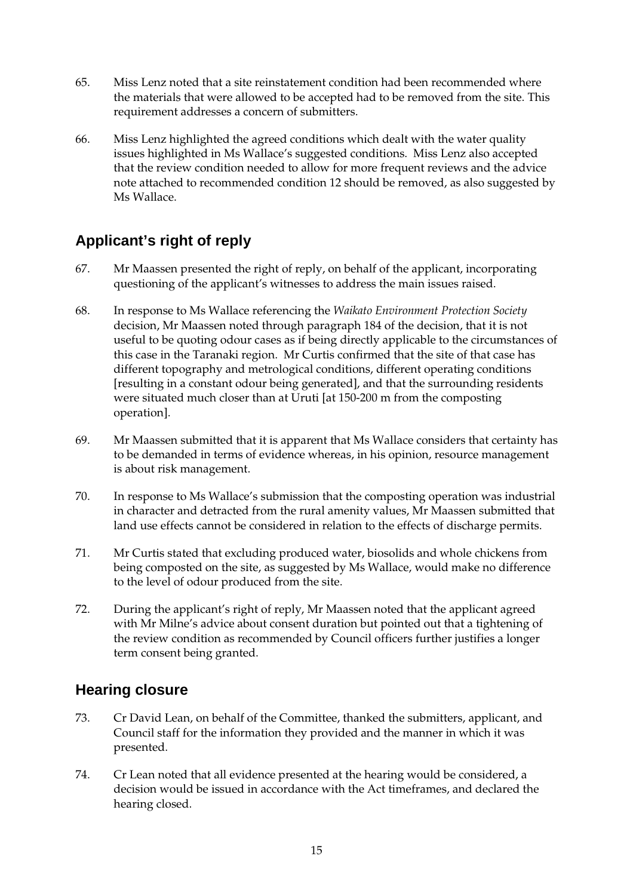65. Miss Lenz noted that a site reinstatement condition had been recommended where the materials that were allowed to be accepted had to be removed from the site. This requirement addresses a concern of submitters.

66. Miss Lenz highlighted the agreed conditions which dealt with the water quality issues highlighted in Ms Wallace's suggested conditions. Miss Lenz also accepted that the review condition needed to allow for more frequent reviews and the advice note attached to recommended condition 12 should be removed, as also suggested by Ms Wallace.

## Applicant's right of reply

67. Mr Maassen presented the right of reply, on behalf of the applicant, incorporating questioning of the applicant's witnesses to address the main issues raised.

68. In response to Ms Wallace referencing the *Waikato Environment Protection Society* decision, Mr Maassen noted through paragraph 184 of the decision, that it is not useful to be quoting odour cases as if being directly applicable to the circumstances of this case in the Taranaki region. Mr Curtis confirmed that the site of that case has different topography and metrological conditions, different operating conditions [resulting in a constant odour being generated], and that the surrounding residents were situated much closer than at Uruti [at 150-200 m from the composting operation].

69. Mr Maassen submitted that it is apparent that Ms Wallace considers that certainty has to be demanded in terms of evidence whereas, in his opinion, resource management is about risk management.

70. In response to Ms Wallace's submission that the composting operation was industrial in character and detracted from the rural amenity values, Mr Maassen submitted that land use effects cannot be considered in relation to the effects of discharge permits.

71. Mr Curtis stated that excluding produced water, biosolids and whole chickens from being composted on the site, as suggested by Ms Wallace, would make no difference to the level of odour produced from the site.

72. During the applicant's right of reply, Mr Maassen noted that the applicant agreed with Mr Milne's advice about consent duration but pointed out that a tightening of the review condition as recommended by Council officers further justifies a longer term consent being granted.

## Hearing closure

73. Cr David Lean, on behalf of the Committee, thanked the submitters, applicant, and Council staff for the information they provided and the manner in which it was presented.

74. Cr Lean noted that all evidence presented at the hearing would be considered, a decision would be issued in accordance with the Act timeframes, and declared the hearing closed.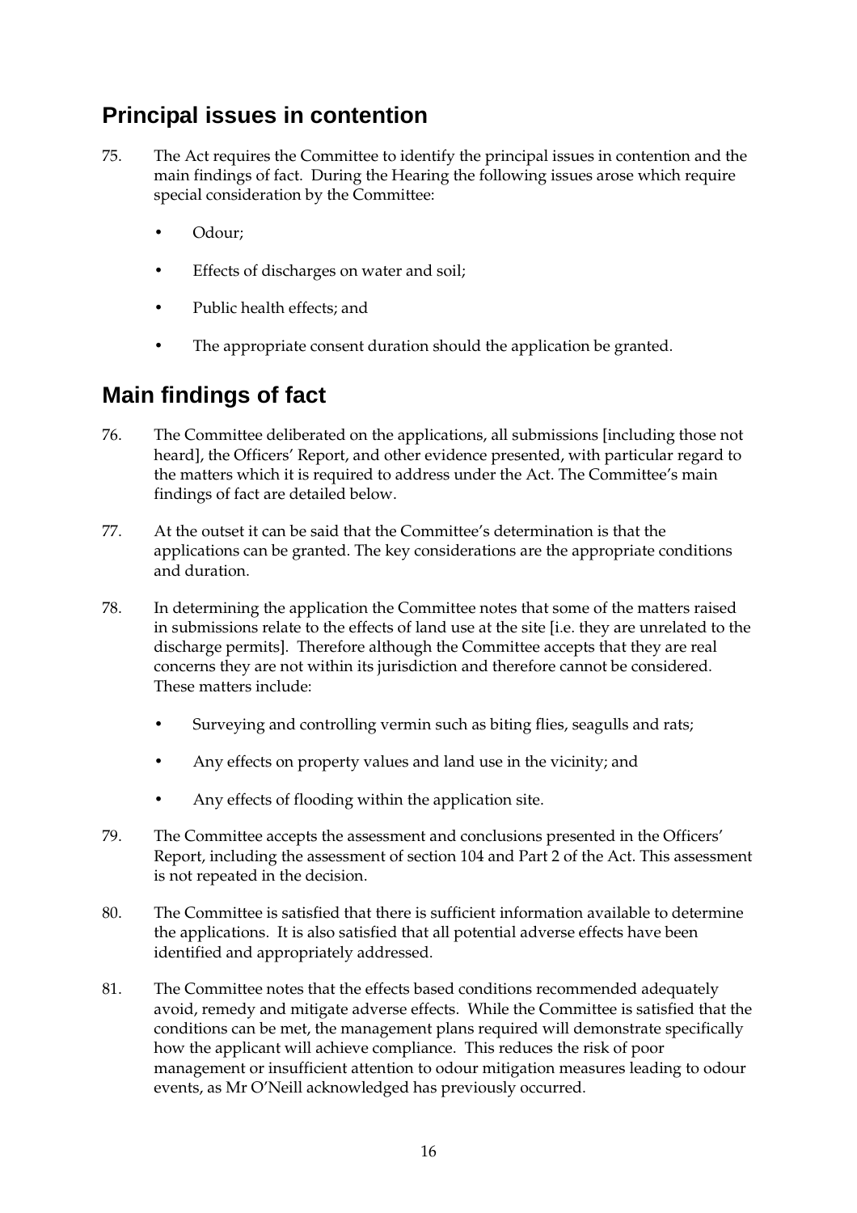## Principal issues in contention

75. The Act requires the Committee to identify the principal issues in contention and the main findings of fact. During the Hearing the following issues arose which require special consideration by the Committee:

- Odour;
- Effects of discharges on water and soil;
- Public health effects; and
- The appropriate consent duration should the application be granted.

## Main findings of fact

76. The Committee deliberated on the applications, all submissions [including those not heard], the Officers' Report, and other evidence presented, with particular regard to the matters which it is required to address under the Act. The Committee's main findings of fact are detailed below.

77. At the outset it can be said that the Committee's determination is that the applications can be granted. The key considerations are the appropriate conditions and duration.

78. In determining the application the Committee notes that some of the matters raised in submissions relate to the effects of land use at the site [i.e. they are unrelated to the discharge permits]. Therefore although the Committee accepts that they are real concerns they are not within its jurisdiction and therefore cannot be considered. These matters include:

- Surveying and controlling vermin such as biting flies, seagulls and rats;
- Any effects on property values and land use in the vicinity; and
- Any effects of flooding within the application site.

79. The Committee accepts the assessment and conclusions presented in the Officers' Report, including the assessment of section 104 and Part 2 of the Act. This assessment is not repeated in the decision.

80. The Committee is satisfied that there is sufficient information available to determine the applications. It is also satisfied that all potential adverse effects have been identified and appropriately addressed.

81. The Committee notes that the effects based conditions recommended adequately avoid, remedy and mitigate adverse effects. While the Committee is satisfied that the conditions can be met, the management plans required will demonstrate specifically how the applicant will achieve compliance. This reduces the risk of poor management or insufficient attention to odour mitigation measures leading to odour events, as Mr O'Neill acknowledged has previously occurred.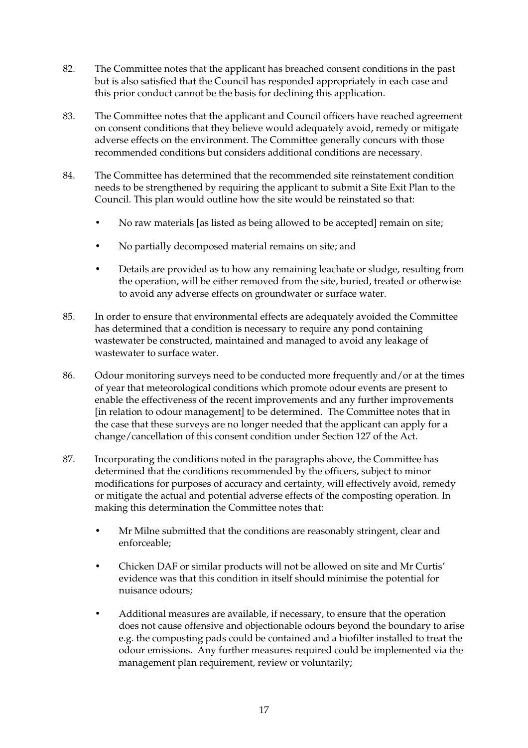82. The Committee notes that the applicant has breached consent conditions in the past but is also satisfied that the Council has responded appropriately in each case and this prior conduct cannot be the basis for declining this application.

83. The Committee notes that the applicant and Council officers have reached agreement on consent conditions that they believe would adequately avoid, remedy or mitigate adverse effects on the environment. The Committee generally concurs with those recommended conditions but considers additional conditions are necessary.

84. The Committee has determined that the recommended site reinstatement condition needs to be strengthened by requiring the applicant to submit a Site Exit Plan to the Council. This plan would outline how the site would be reinstated so that:

   - No raw materials [as listed as being allowed to be accepted] remain on site;
   - No partially decomposed material remains on site; and
   - Details are provided as to how any remaining leachate or sludge, resulting from the operation, will be either removed from the site, buried, treated or otherwise to avoid any adverse effects on groundwater or surface water.

85. In order to ensure that environmental effects are adequately avoided the Committee has determined that a condition is necessary to require any pond containing wastewater be constructed, maintained and managed to avoid any leakage of wastewater to surface water.

86. Odour monitoring surveys need to be conducted more frequently and/or at the times of year that meteorological conditions which promote odour events are present to enable the effectiveness of the recent improvements and any further improvements [in relation to odour management] to be determined. The Committee notes that in the case that these surveys are no longer needed that the applicant can apply for a change/cancellation of this consent condition under Section 127 of the Act.

87. Incorporating the conditions noted in the paragraphs above, the Committee has determined that the conditions recommended by the officers, subject to minor modifications for purposes of accuracy and certainty, will effectively avoid, remedy or mitigate the actual and potential adverse effects of the composting operation. In making this determination the Committee notes that:

   - Mr Milne submitted that the conditions are reasonably stringent, clear and enforceable;
   - Chicken DAF or similar products will not be allowed on site and Mr Curtis' evidence was that this condition in itself should minimise the potential for nuisance odours;
   - Additional measures are available, if necessary, to ensure that the operation does not cause offensive and objectionable odours beyond the boundary to arise e.g. the composting pads could be contained and a biofilter installed to treat the odour emissions. Any further measures required could be implemented via the management plan requirement, review or voluntarily;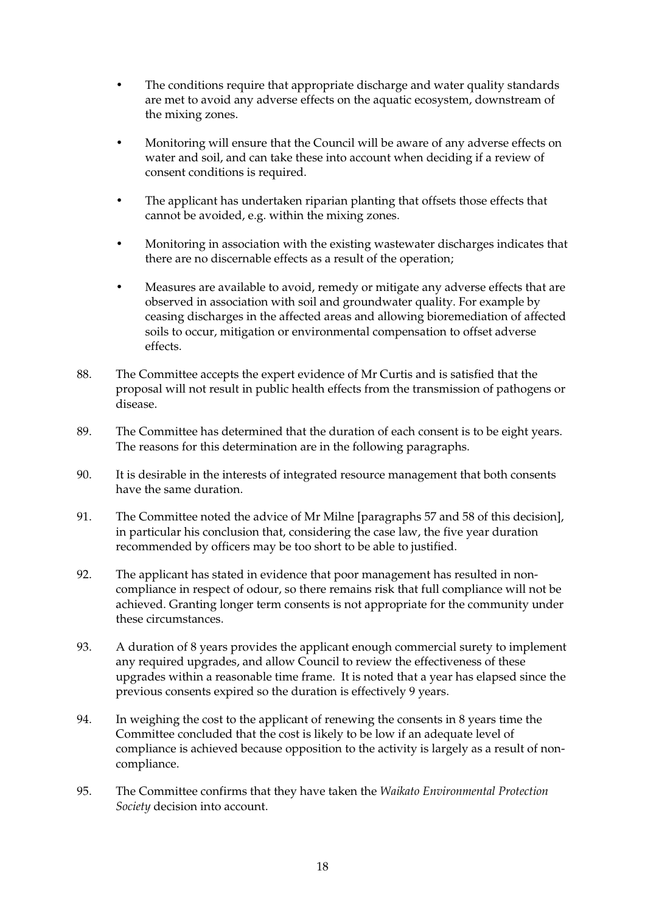- The conditions require that appropriate discharge and water quality standards are met to avoid any adverse effects on the aquatic ecosystem, downstream of the mixing zones.

- Monitoring will ensure that the Council will be aware of any adverse effects on water and soil, and can take these into account when deciding if a review of consent conditions is required.

- The applicant has undertaken riparian planting that offsets those effects that cannot be avoided, e.g. within the mixing zones.

- Monitoring in association with the existing wastewater discharges indicates that there are no discernable effects as a result of the operation;

- Measures are available to avoid, remedy or mitigate any adverse effects that are observed in association with soil and groundwater quality. For example by ceasing discharges in the affected areas and allowing bioremediation of affected soils to occur, mitigation or environmental compensation to offset adverse effects.

88. The Committee accepts the expert evidence of Mr Curtis and is satisfied that the proposal will not result in public health effects from the transmission of pathogens or disease.

89. The Committee has determined that the duration of each consent is to be eight years. The reasons for this determination are in the following paragraphs.

90. It is desirable in the interests of integrated resource management that both consents have the same duration.

91. The Committee noted the advice of Mr Milne [paragraphs 57 and 58 of this decision], in particular his conclusion that, considering the case law, the five year duration recommended by officers may be too short to be able to justified.

92. The applicant has stated in evidence that poor management has resulted in non-compliance in respect of odour, so there remains risk that full compliance will not be achieved. Granting longer term consents is not appropriate for the community under these circumstances.

93. A duration of 8 years provides the applicant enough commercial surety to implement any required upgrades, and allow Council to review the effectiveness of these upgrades within a reasonable time frame. It is noted that a year has elapsed since the previous consents expired so the duration is effectively 9 years.

94. In weighing the cost to the applicant of renewing the consents in 8 years time the Committee concluded that the cost is likely to be low if an adequate level of compliance is achieved because opposition to the activity is largely as a result of non-compliance.

95. The Committee confirms that they have taken the *Waikato Environmental Protection Society* decision into account.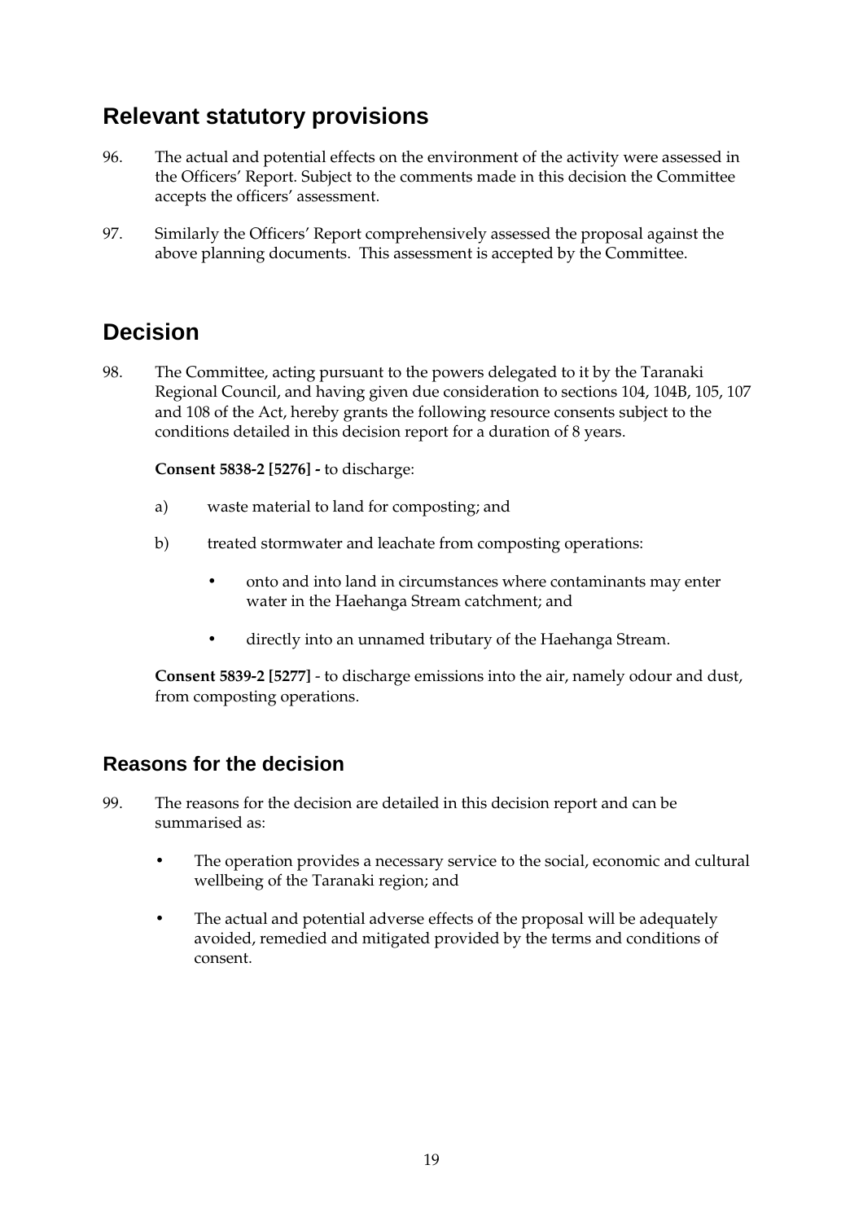## Relevant statutory provisions

96. The actual and potential effects on the environment of the activity were assessed in the Officers' Report. Subject to the comments made in this decision the Committee accepts the officers' assessment.

97. Similarly the Officers' Report comprehensively assessed the proposal against the above planning documents. This assessment is accepted by the Committee.

## Decision

98. The Committee, acting pursuant to the powers delegated to it by the Taranaki Regional Council, and having given due consideration to sections 104, 104B, 105, 107 and 108 of the Act, hereby grants the following resource consents subject to the conditions detailed in this decision report for a duration of 8 years.

    **Consent 5838-2 [5276] -** to discharge:

    a) waste material to land for composting; and

    b) treated stormwater and leachate from composting operations:

    - onto and into land in circumstances where contaminants may enter water in the Haehanga Stream catchment; and
    - directly into an unnamed tributary of the Haehanga Stream.

    **Consent 5839-2 [5277]** - to discharge emissions into the air, namely odour and dust, from composting operations.

### Reasons for the decision

99. The reasons for the decision are detailed in this decision report and can be summarised as:

    - The operation provides a necessary service to the social, economic and cultural wellbeing of the Taranaki region; and
    - The actual and potential adverse effects of the proposal will be adequately avoided, remedied and mitigated provided by the terms and conditions of consent.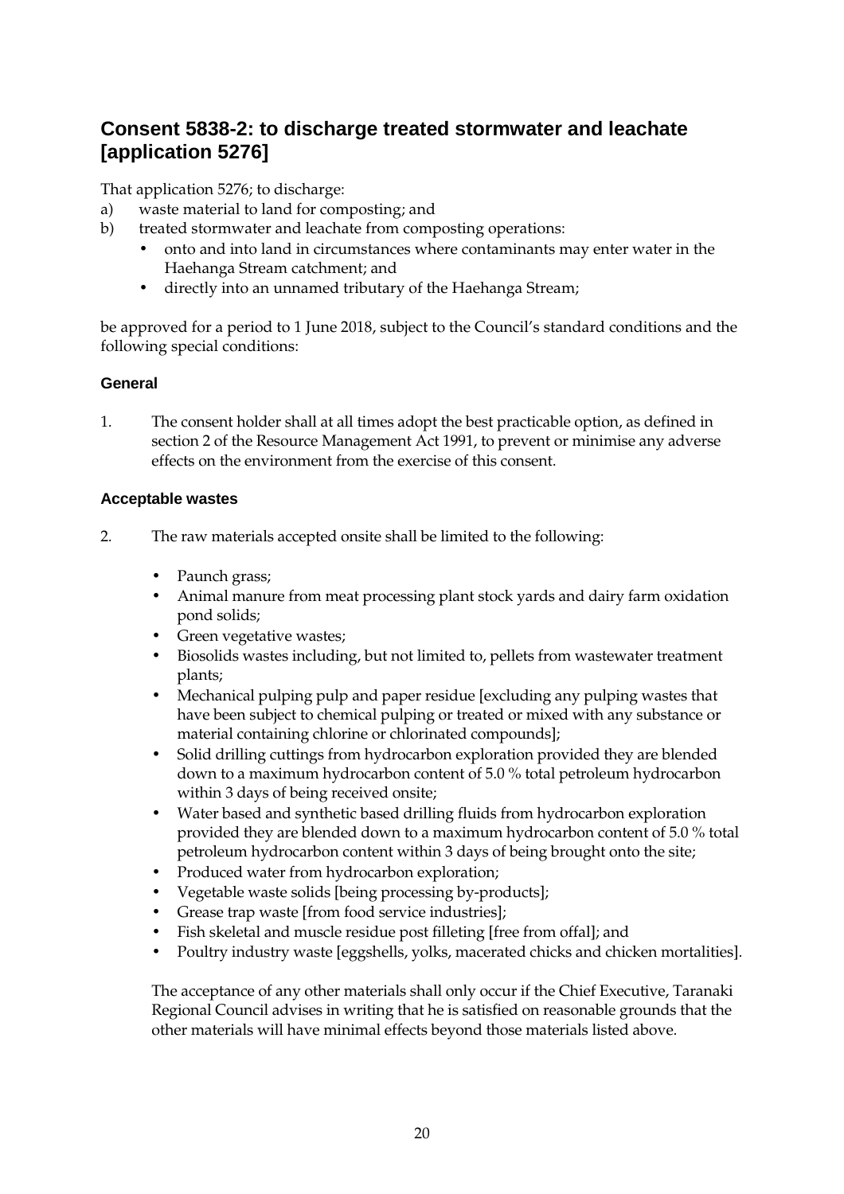## Consent 5838-2: to discharge treated stormwater and leachate [application 5276]

That application 5276; to discharge:

a) waste material to land for composting; and
b) treated stormwater and leachate from composting operations:
    - onto and into land in circumstances where contaminants may enter water in the Haehanga Stream catchment; and
    - directly into an unnamed tributary of the Haehanga Stream;

be approved for a period to 1 June 2018, subject to the Council's standard conditions and the following special conditions:

### General

1. The consent holder shall at all times adopt the best practicable option, as defined in section 2 of the Resource Management Act 1991, to prevent or minimise any adverse effects on the environment from the exercise of this consent.

### Acceptable wastes

2. The raw materials accepted onsite shall be limited to the following:

    - Paunch grass;
    - Animal manure from meat processing plant stock yards and dairy farm oxidation pond solids;
    - Green vegetative wastes;
    - Biosolids wastes including, but not limited to, pellets from wastewater treatment plants;
    - Mechanical pulping pulp and paper residue [excluding any pulping wastes that have been subject to chemical pulping or treated or mixed with any substance or material containing chlorine or chlorinated compounds];
    - Solid drilling cuttings from hydrocarbon exploration provided they are blended down to a maximum hydrocarbon content of 5.0 % total petroleum hydrocarbon within 3 days of being received onsite;
    - Water based and synthetic based drilling fluids from hydrocarbon exploration provided they are blended down to a maximum hydrocarbon content of 5.0 % total petroleum hydrocarbon content within 3 days of being brought onto the site;
    - Produced water from hydrocarbon exploration;
    - Vegetable waste solids [being processing by-products];
    - Grease trap waste [from food service industries];
    - Fish skeletal and muscle residue post filleting [free from offal]; and
    - Poultry industry waste [eggshells, yolks, macerated chicks and chicken mortalities].

    The acceptance of any other materials shall only occur if the Chief Executive, Taranaki Regional Council advises in writing that he is satisfied on reasonable grounds that the other materials will have minimal effects beyond those materials listed above.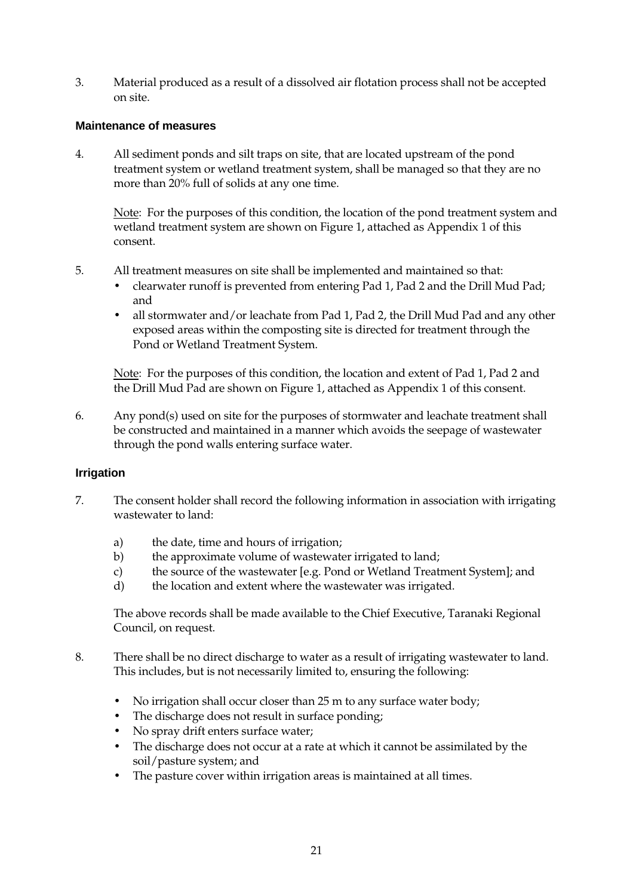3. Material produced as a result of a dissolved air flotation process shall not be accepted on site.

### Maintenance of measures

4. All sediment ponds and silt traps on site, that are located upstream of the pond treatment system or wetland treatment system, shall be managed so that they are no more than 20% full of solids at any one time.

   Note: For the purposes of this condition, the location of the pond treatment system and wetland treatment system are shown on Figure 1, attached as Appendix 1 of this consent.

5. All treatment measures on site shall be implemented and maintained so that:
   - clearwater runoff is prevented from entering Pad 1, Pad 2 and the Drill Mud Pad; and
   - all stormwater and/or leachate from Pad 1, Pad 2, the Drill Mud Pad and any other exposed areas within the composting site is directed for treatment through the Pond or Wetland Treatment System.

   Note: For the purposes of this condition, the location and extent of Pad 1, Pad 2 and the Drill Mud Pad are shown on Figure 1, attached as Appendix 1 of this consent.

6. Any pond(s) used on site for the purposes of stormwater and leachate treatment shall be constructed and maintained in a manner which avoids the seepage of wastewater through the pond walls entering surface water.

### Irrigation

7. The consent holder shall record the following information in association with irrigating wastewater to land:

   a) the date, time and hours of irrigation;
   b) the approximate volume of wastewater irrigated to land;
   c) the source of the wastewater [e.g. Pond or Wetland Treatment System]; and
   d) the location and extent where the wastewater was irrigated.

   The above records shall be made available to the Chief Executive, Taranaki Regional Council, on request.

8. There shall be no direct discharge to water as a result of irrigating wastewater to land. This includes, but is not necessarily limited to, ensuring the following:

   - No irrigation shall occur closer than 25 m to any surface water body;
   - The discharge does not result in surface ponding;
   - No spray drift enters surface water;
   - The discharge does not occur at a rate at which it cannot be assimilated by the soil/pasture system; and
   - The pasture cover within irrigation areas is maintained at all times.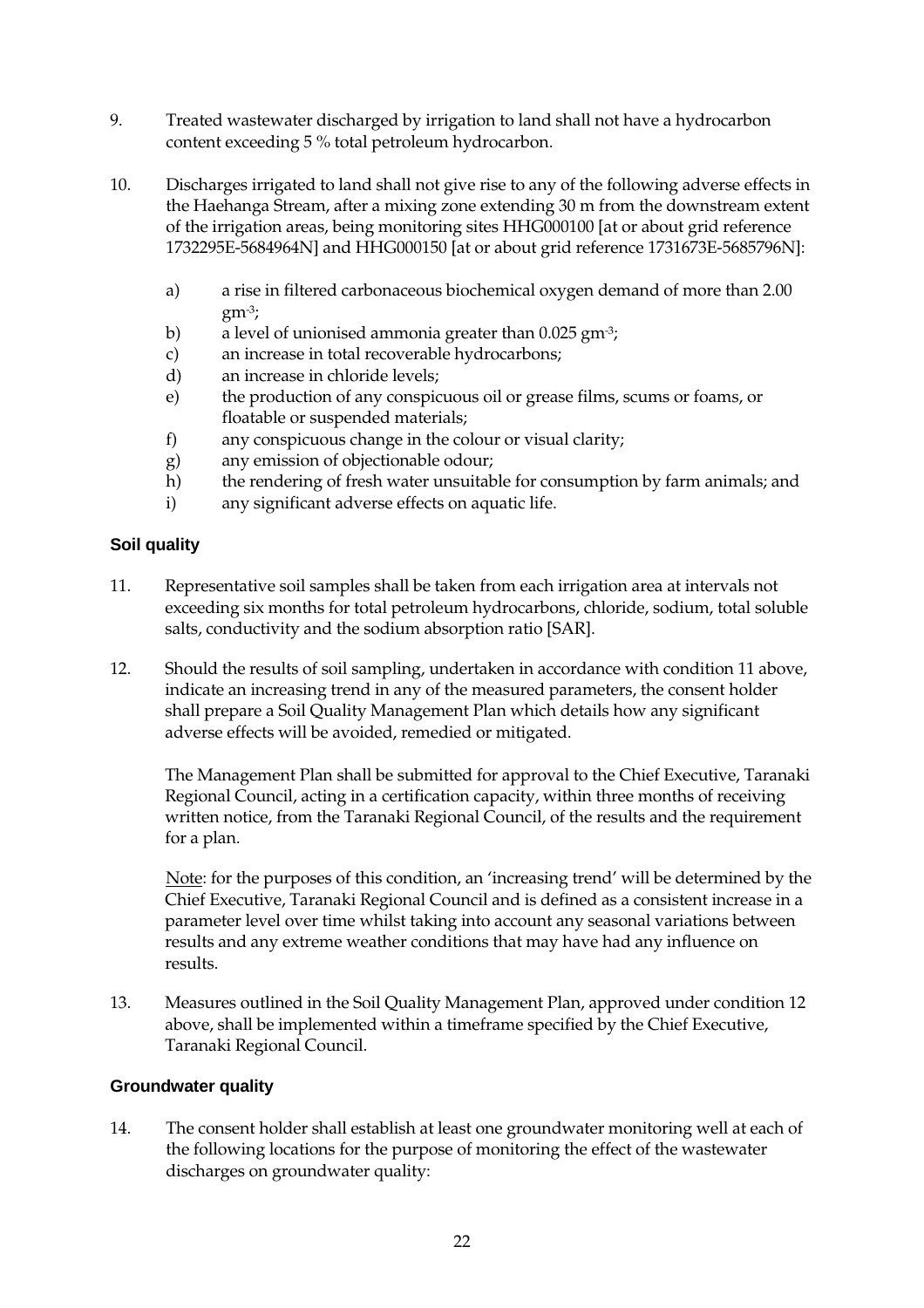9. Treated wastewater discharged by irrigation to land shall not have a hydrocarbon content exceeding 5 % total petroleum hydrocarbon.

10. Discharges irrigated to land shall not give rise to any of the following adverse effects in the Haehanga Stream, after a mixing zone extending 30 m from the downstream extent of the irrigation areas, being monitoring sites HHG000100 [at or about grid reference 1732295E-5684964N] and HHG000150 [at or about grid reference 1731673E-5685796N]:

    a) a rise in filtered carbonaceous biochemical oxygen demand of more than 2.00 $gm^{-3}$;
    b) a level of unionised ammonia greater than 0.025 $gm^{-3}$;
    c) an increase in total recoverable hydrocarbons;
    d) an increase in chloride levels;
    e) the production of any conspicuous oil or grease films, scums or foams, or floatable or suspended materials;
    f) any conspicuous change in the colour or visual clarity;
    g) any emission of objectionable odour;
    h) the rendering of fresh water unsuitable for consumption by farm animals; and
    i) any significant adverse effects on aquatic life.

### Soil quality

11. Representative soil samples shall be taken from each irrigation area at intervals not exceeding six months for total petroleum hydrocarbons, chloride, sodium, total soluble salts, conductivity and the sodium absorption ratio [SAR].

12. Should the results of soil sampling, undertaken in accordance with condition 11 above, indicate an increasing trend in any of the measured parameters, the consent holder shall prepare a Soil Quality Management Plan which details how any significant adverse effects will be avoided, remedied or mitigated.

    The Management Plan shall be submitted for approval to the Chief Executive, Taranaki Regional Council, acting in a certification capacity, within three months of receiving written notice, from the Taranaki Regional Council, of the results and the requirement for a plan.

    Note: for the purposes of this condition, an 'increasing trend' will be determined by the Chief Executive, Taranaki Regional Council and is defined as a consistent increase in a parameter level over time whilst taking into account any seasonal variations between results and any extreme weather conditions that may have had any influence on results.

13. Measures outlined in the Soil Quality Management Plan, approved under condition 12 above, shall be implemented within a timeframe specified by the Chief Executive, Taranaki Regional Council.

### Groundwater quality

14. The consent holder shall establish at least one groundwater monitoring well at each of the following locations for the purpose of monitoring the effect of the wastewater discharges on groundwater quality: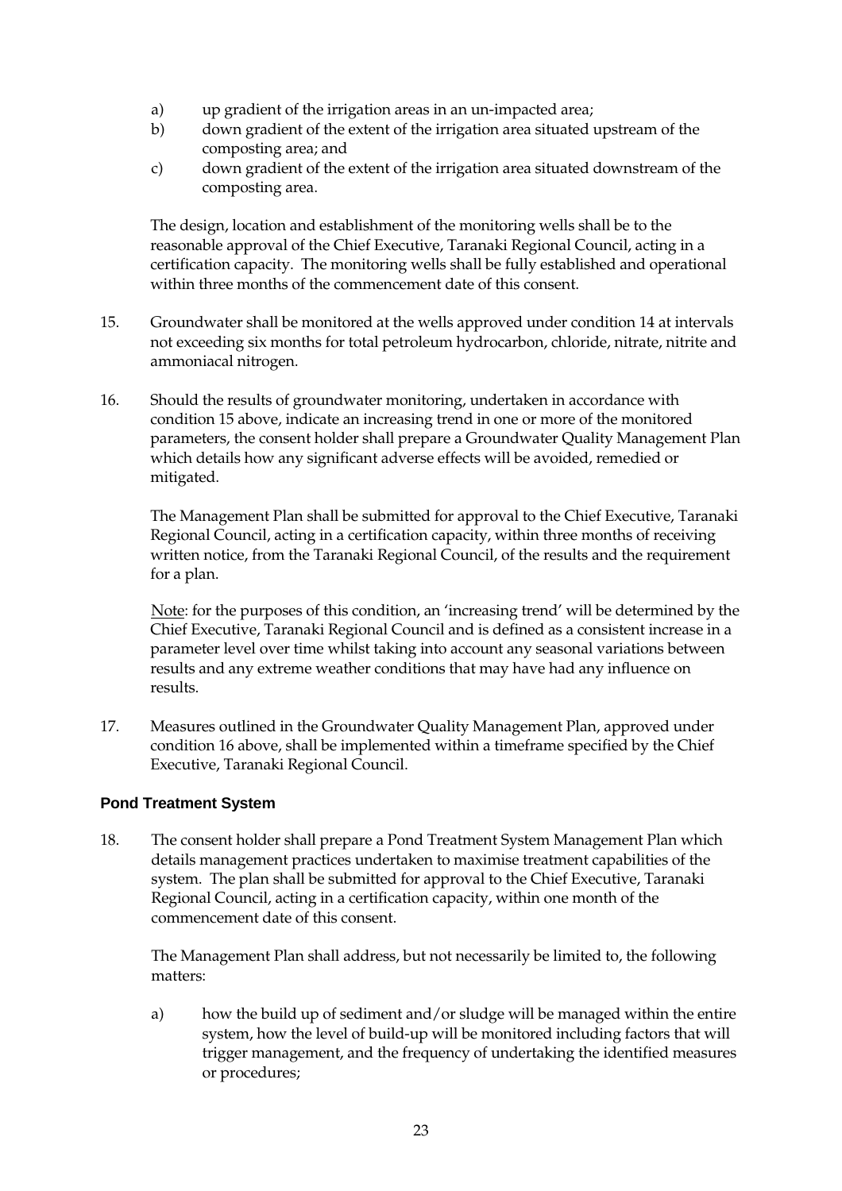a) up gradient of the irrigation areas in an un-impacted area;
b) down gradient of the extent of the irrigation area situated upstream of the composting area; and
c) down gradient of the extent of the irrigation area situated downstream of the composting area.

The design, location and establishment of the monitoring wells shall be to the reasonable approval of the Chief Executive, Taranaki Regional Council, acting in a certification capacity. The monitoring wells shall be fully established and operational within three months of the commencement date of this consent.

15. Groundwater shall be monitored at the wells approved under condition 14 at intervals not exceeding six months for total petroleum hydrocarbon, chloride, nitrate, nitrite and ammoniacal nitrogen.

16. Should the results of groundwater monitoring, undertaken in accordance with condition 15 above, indicate an increasing trend in one or more of the monitored parameters, the consent holder shall prepare a Groundwater Quality Management Plan which details how any significant adverse effects will be avoided, remedied or mitigated.

    The Management Plan shall be submitted for approval to the Chief Executive, Taranaki Regional Council, acting in a certification capacity, within three months of receiving written notice, from the Taranaki Regional Council, of the results and the requirement for a plan.

    Note: for the purposes of this condition, an 'increasing trend' will be determined by the Chief Executive, Taranaki Regional Council and is defined as a consistent increase in a parameter level over time whilst taking into account any seasonal variations between results and any extreme weather conditions that may have had any influence on results.

17. Measures outlined in the Groundwater Quality Management Plan, approved under condition 16 above, shall be implemented within a timeframe specified by the Chief Executive, Taranaki Regional Council.

**Pond Treatment System**

18. The consent holder shall prepare a Pond Treatment System Management Plan which details management practices undertaken to maximise treatment capabilities of the system. The plan shall be submitted for approval to the Chief Executive, Taranaki Regional Council, acting in a certification capacity, within one month of the commencement date of this consent.

    The Management Plan shall address, but not necessarily be limited to, the following matters:

    a) how the build up of sediment and/or sludge will be managed within the entire system, how the level of build-up will be monitored including factors that will trigger management, and the frequency of undertaking the identified measures or procedures;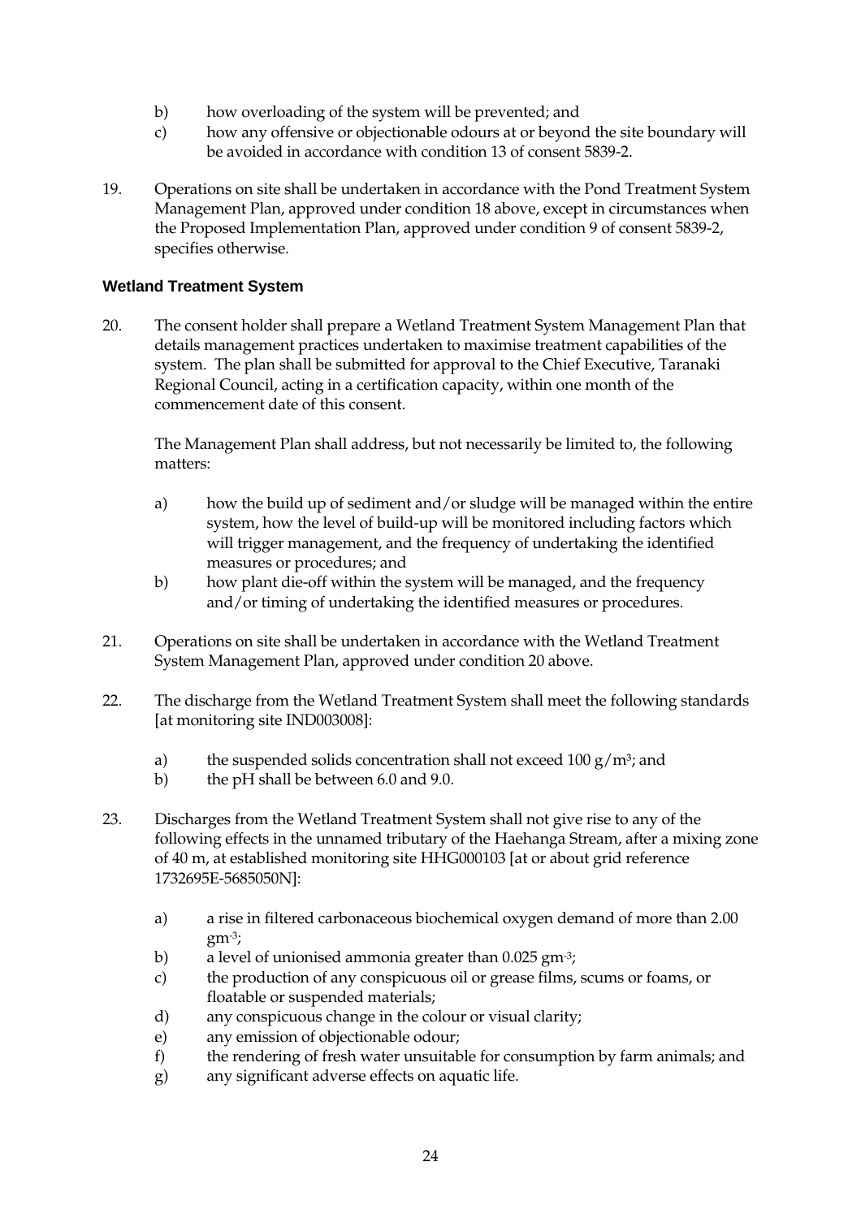b) how overloading of the system will be prevented; and
c) how any offensive or objectionable odours at or beyond the site boundary will be avoided in accordance with condition 13 of consent 5839-2.

19. Operations on site shall be undertaken in accordance with the Pond Treatment System Management Plan, approved under condition 18 above, except in circumstances when the Proposed Implementation Plan, approved under condition 9 of consent 5839-2, specifies otherwise.

### Wetland Treatment System

20. The consent holder shall prepare a Wetland Treatment System Management Plan that details management practices undertaken to maximise treatment capabilities of the system. The plan shall be submitted for approval to the Chief Executive, Taranaki Regional Council, acting in a certification capacity, within one month of the commencement date of this consent.

    The Management Plan shall address, but not necessarily be limited to, the following matters:

    a) how the build up of sediment and/or sludge will be managed within the entire system, how the level of build-up will be monitored including factors which will trigger management, and the frequency of undertaking the identified measures or procedures; and
    b) how plant die-off within the system will be managed, and the frequency and/or timing of undertaking the identified measures or procedures.

21. Operations on site shall be undertaken in accordance with the Wetland Treatment System Management Plan, approved under condition 20 above.

22. The discharge from the Wetland Treatment System shall meet the following standards [at monitoring site IND003008]:

    a) the suspended solids concentration shall not exceed 100 $g/m^3$; and
    b) the pH shall be between 6.0 and 9.0.

23. Discharges from the Wetland Treatment System shall not give rise to any of the following effects in the unnamed tributary of the Haehanga Stream, after a mixing zone of 40 m, at established monitoring site HHG000103 [at or about grid reference 1732695E-5685050N]:

    a) a rise in filtered carbonaceous biochemical oxygen demand of more than 2.00 $gm^{-3}$;
    b) a level of unionised ammonia greater than 0.025 $gm^{-3}$;
    c) the production of any conspicuous oil or grease films, scums or foams, or floatable or suspended materials;
    d) any conspicuous change in the colour or visual clarity;
    e) any emission of objectionable odour;
    f) the rendering of fresh water unsuitable for consumption by farm animals; and
    g) any significant adverse effects on aquatic life.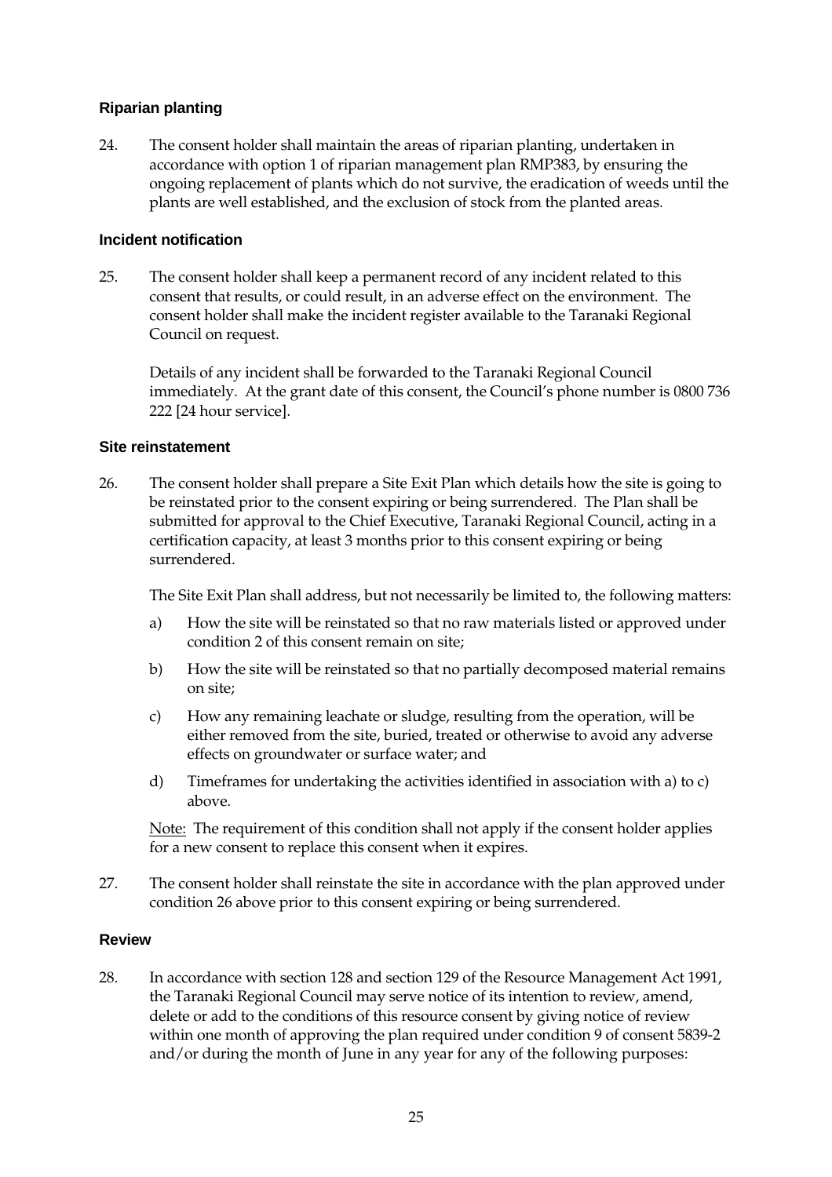### Riparian planting

24. The consent holder shall maintain the areas of riparian planting, undertaken in accordance with option 1 of riparian management plan RMP383, by ensuring the ongoing replacement of plants which do not survive, the eradication of weeds until the plants are well established, and the exclusion of stock from the planted areas.

### Incident notification

25. The consent holder shall keep a permanent record of any incident related to this consent that results, or could result, in an adverse effect on the environment. The consent holder shall make the incident register available to the Taranaki Regional Council on request.

    Details of any incident shall be forwarded to the Taranaki Regional Council immediately. At the grant date of this consent, the Council's phone number is 0800 736 222 [24 hour service].

### Site reinstatement

26. The consent holder shall prepare a Site Exit Plan which details how the site is going to be reinstated prior to the consent expiring or being surrendered. The Plan shall be submitted for approval to the Chief Executive, Taranaki Regional Council, acting in a certification capacity, at least 3 months prior to this consent expiring or being surrendered.

    The Site Exit Plan shall address, but not necessarily be limited to, the following matters:

    a) How the site will be reinstated so that no raw materials listed or approved under condition 2 of this consent remain on site;

    b) How the site will be reinstated so that no partially decomposed material remains on site;

    c) How any remaining leachate or sludge, resulting from the operation, will be either removed from the site, buried, treated or otherwise to avoid any adverse effects on groundwater or surface water; and

    d) Timeframes for undertaking the activities identified in association with a) to c) above.

    Note: The requirement of this condition shall not apply if the consent holder applies for a new consent to replace this consent when it expires.

27. The consent holder shall reinstate the site in accordance with the plan approved under condition 26 above prior to this consent expiring or being surrendered.

### Review

28. In accordance with section 128 and section 129 of the Resource Management Act 1991, the Taranaki Regional Council may serve notice of its intention to review, amend, delete or add to the conditions of this resource consent by giving notice of review within one month of approving the plan required under condition 9 of consent 5839-2 and/or during the month of June in any year for any of the following purposes: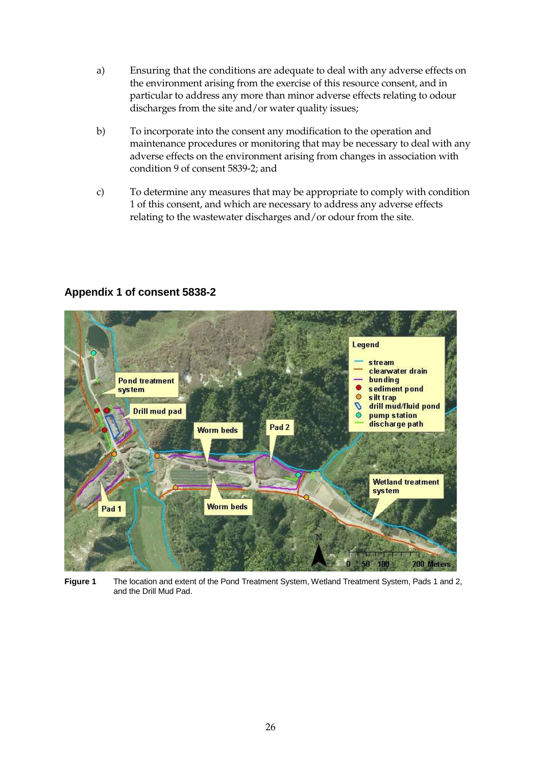a) Ensuring that the conditions are adequate to deal with any adverse effects on the environment arising from the exercise of this resource consent, and in particular to address any more than minor adverse effects relating to odour discharges from the site and/or water quality issues;

b) To incorporate into the consent any modification to the operation and maintenance procedures or monitoring that may be necessary to deal with any adverse effects on the environment arising from changes in association with condition 9 of consent 5839-2; and

c) To determine any measures that may be appropriate to comply with condition 1 of this consent, and which are necessary to address any adverse effects relating to the wastewater discharges and/or odour from the site.

### Appendix 1 of consent 5838-2

**Figure 1** The location and extent of the Pond Treatment System, Wetland Treatment System, Pads 1 and 2, and the Drill Mud Pad.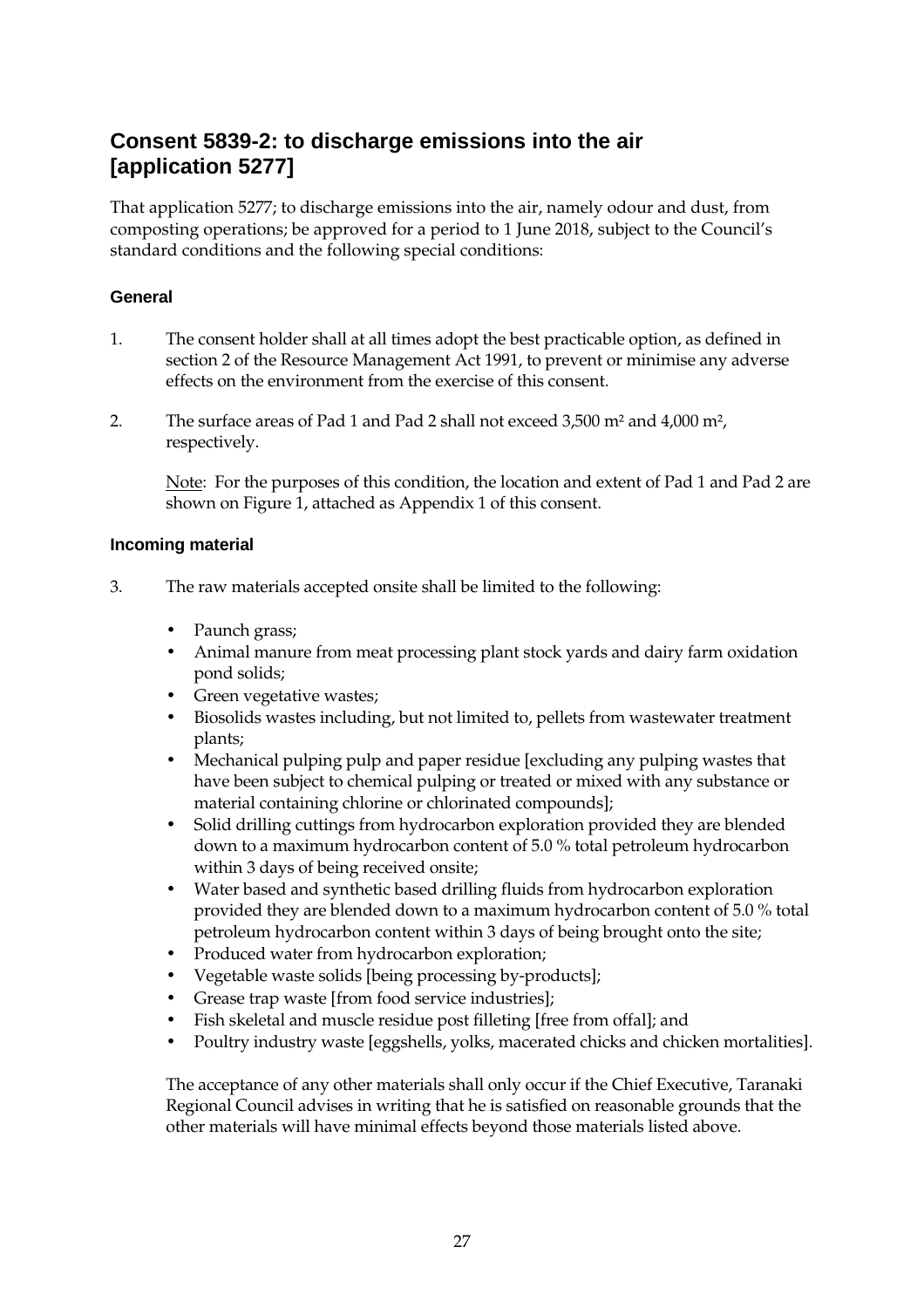## Consent 5839-2: to discharge emissions into the air [application 5277]

That application 5277; to discharge emissions into the air, namely odour and dust, from composting operations; be approved for a period to 1 June 2018, subject to the Council's standard conditions and the following special conditions:

### General

1. The consent holder shall at all times adopt the best practicable option, as defined in section 2 of the Resource Management Act 1991, to prevent or minimise any adverse effects on the environment from the exercise of this consent.

2. The surface areas of Pad 1 and Pad 2 shall not exceed 3,500 $m^2$ and 4,000 $m^2$, respectively.

   Note: For the purposes of this condition, the location and extent of Pad 1 and Pad 2 are shown on Figure 1, attached as Appendix 1 of this consent.

### Incoming material

3. The raw materials accepted onsite shall be limited to the following:

   - Paunch grass;
   - Animal manure from meat processing plant stock yards and dairy farm oxidation pond solids;
   - Green vegetative wastes;
   - Biosolids wastes including, but not limited to, pellets from wastewater treatment plants;
   - Mechanical pulping pulp and paper residue [excluding any pulping wastes that have been subject to chemical pulping or treated or mixed with any substance or material containing chlorine or chlorinated compounds];
   - Solid drilling cuttings from hydrocarbon exploration provided they are blended down to a maximum hydrocarbon content of 5.0 % total petroleum hydrocarbon within 3 days of being received onsite;
   - Water based and synthetic based drilling fluids from hydrocarbon exploration provided they are blended down to a maximum hydrocarbon content of 5.0 % total petroleum hydrocarbon content within 3 days of being brought onto the site;
   - Produced water from hydrocarbon exploration;
   - Vegetable waste solids [being processing by-products];
   - Grease trap waste [from food service industries];
   - Fish skeletal and muscle residue post filleting [free from offal]; and
   - Poultry industry waste [eggshells, yolks, macerated chicks and chicken mortalities].

   The acceptance of any other materials shall only occur if the Chief Executive, Taranaki Regional Council advises in writing that he is satisfied on reasonable grounds that the other materials will have minimal effects beyond those materials listed above.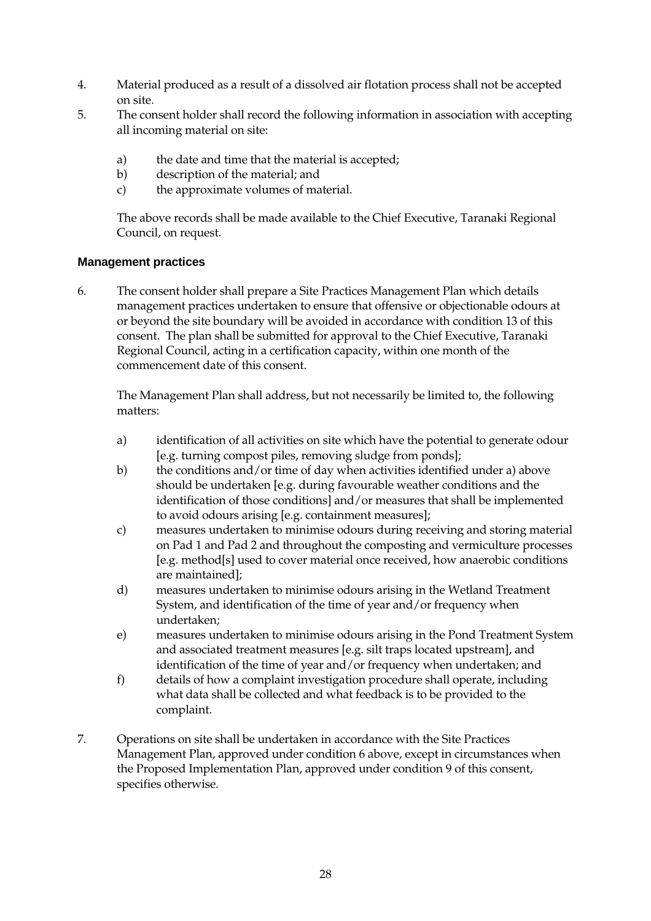4. Material produced as a result of a dissolved air flotation process shall not be accepted on site.
5. The consent holder shall record the following information in association with accepting all incoming material on site:

   a) the date and time that the material is accepted;
   b) description of the material; and
   c) the approximate volumes of material.

   The above records shall be made available to the Chief Executive, Taranaki Regional Council, on request.

**Management practices**

6. The consent holder shall prepare a Site Practices Management Plan which details management practices undertaken to ensure that offensive or objectionable odours at or beyond the site boundary will be avoided in accordance with condition 13 of this consent. The plan shall be submitted for approval to the Chief Executive, Taranaki Regional Council, acting in a certification capacity, within one month of the commencement date of this consent.

   The Management Plan shall address, but not necessarily be limited to, the following matters:

   a) identification of all activities on site which have the potential to generate odour [e.g. turning compost piles, removing sludge from ponds];
   b) the conditions and/or time of day when activities identified under a) above should be undertaken [e.g. during favourable weather conditions and the identification of those conditions] and/or measures that shall be implemented to avoid odours arising [e.g. containment measures];
   c) measures undertaken to minimise odours during receiving and storing material on Pad 1 and Pad 2 and throughout the composting and vermiculture processes [e.g. method[s] used to cover material once received, how anaerobic conditions are maintained];
   d) measures undertaken to minimise odours arising in the Wetland Treatment System, and identification of the time of year and/or frequency when undertaken;
   e) measures undertaken to minimise odours arising in the Pond Treatment System and associated treatment measures [e.g. silt traps located upstream], and identification of the time of year and/or frequency when undertaken; and
   f) details of how a complaint investigation procedure shall operate, including what data shall be collected and what feedback is to be provided to the complaint.

7. Operations on site shall be undertaken in accordance with the Site Practices Management Plan, approved under condition 6 above, except in circumstances when the Proposed Implementation Plan, approved under condition 9 of this consent, specifies otherwise.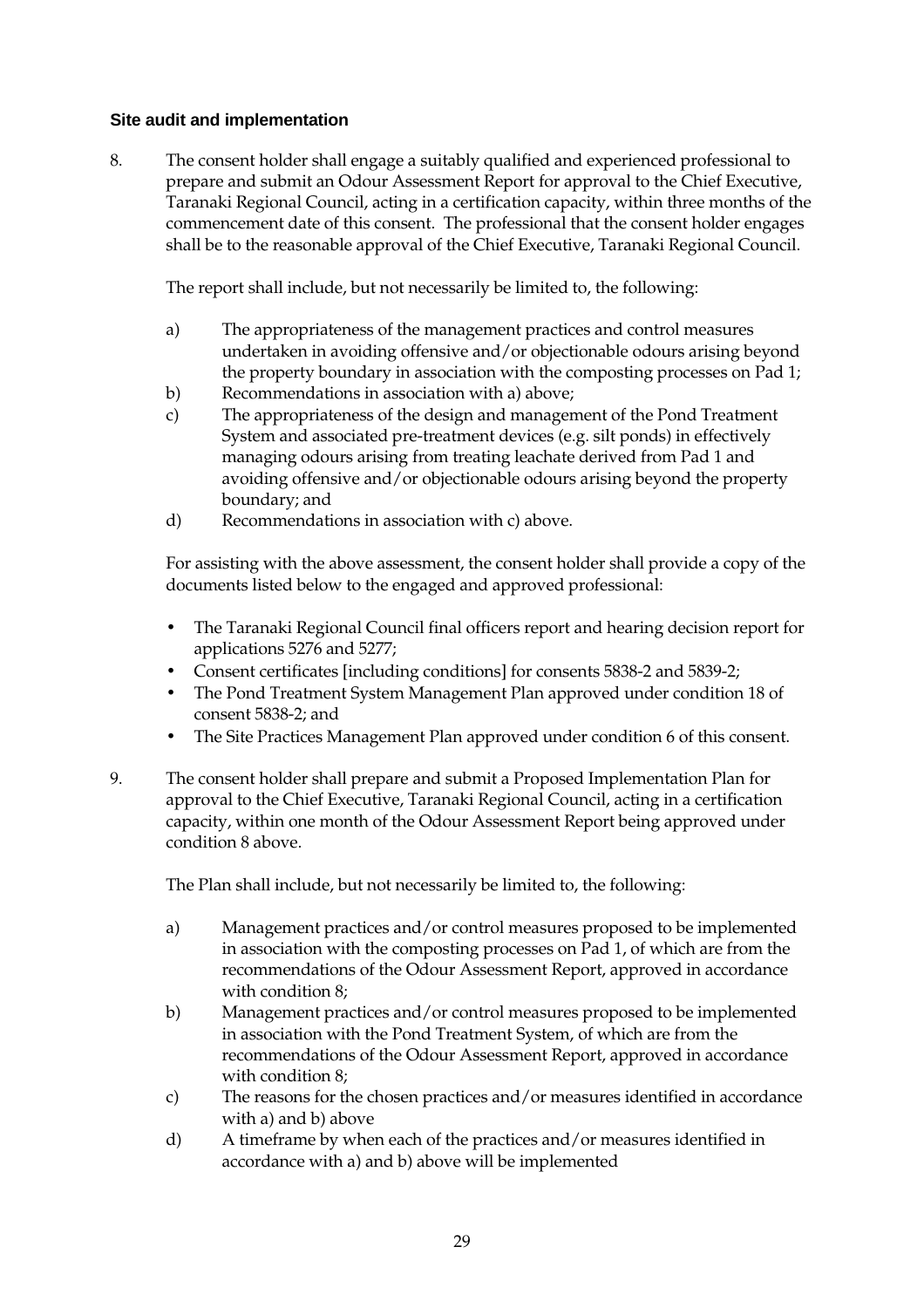### Site audit and implementation

8. The consent holder shall engage a suitably qualified and experienced professional to prepare and submit an Odour Assessment Report for approval to the Chief Executive, Taranaki Regional Council, acting in a certification capacity, within three months of the commencement date of this consent. The professional that the consent holder engages shall be to the reasonable approval of the Chief Executive, Taranaki Regional Council.

   The report shall include, but not necessarily be limited to, the following:

   a) The appropriateness of the management practices and control measures undertaken in avoiding offensive and/or objectionable odours arising beyond the property boundary in association with the composting processes on Pad 1;
   b) Recommendations in association with a) above;
   c) The appropriateness of the design and management of the Pond Treatment System and associated pre-treatment devices (e.g. silt ponds) in effectively managing odours arising from treating leachate derived from Pad 1 and avoiding offensive and/or objectionable odours arising beyond the property boundary; and
   d) Recommendations in association with c) above.

   For assisting with the above assessment, the consent holder shall provide a copy of the documents listed below to the engaged and approved professional:

   - The Taranaki Regional Council final officers report and hearing decision report for applications 5276 and 5277;
   - Consent certificates [including conditions] for consents 5838-2 and 5839-2;
   - The Pond Treatment System Management Plan approved under condition 18 of consent 5838-2; and
   - The Site Practices Management Plan approved under condition 6 of this consent.

9. The consent holder shall prepare and submit a Proposed Implementation Plan for approval to the Chief Executive, Taranaki Regional Council, acting in a certification capacity, within one month of the Odour Assessment Report being approved under condition 8 above.

   The Plan shall include, but not necessarily be limited to, the following:

   a) Management practices and/or control measures proposed to be implemented in association with the composting processes on Pad 1, of which are from the recommendations of the Odour Assessment Report, approved in accordance with condition 8;
   b) Management practices and/or control measures proposed to be implemented in association with the Pond Treatment System, of which are from the recommendations of the Odour Assessment Report, approved in accordance with condition 8;
   c) The reasons for the chosen practices and/or measures identified in accordance with a) and b) above
   d) A timeframe by when each of the practices and/or measures identified in accordance with a) and b) above will be implemented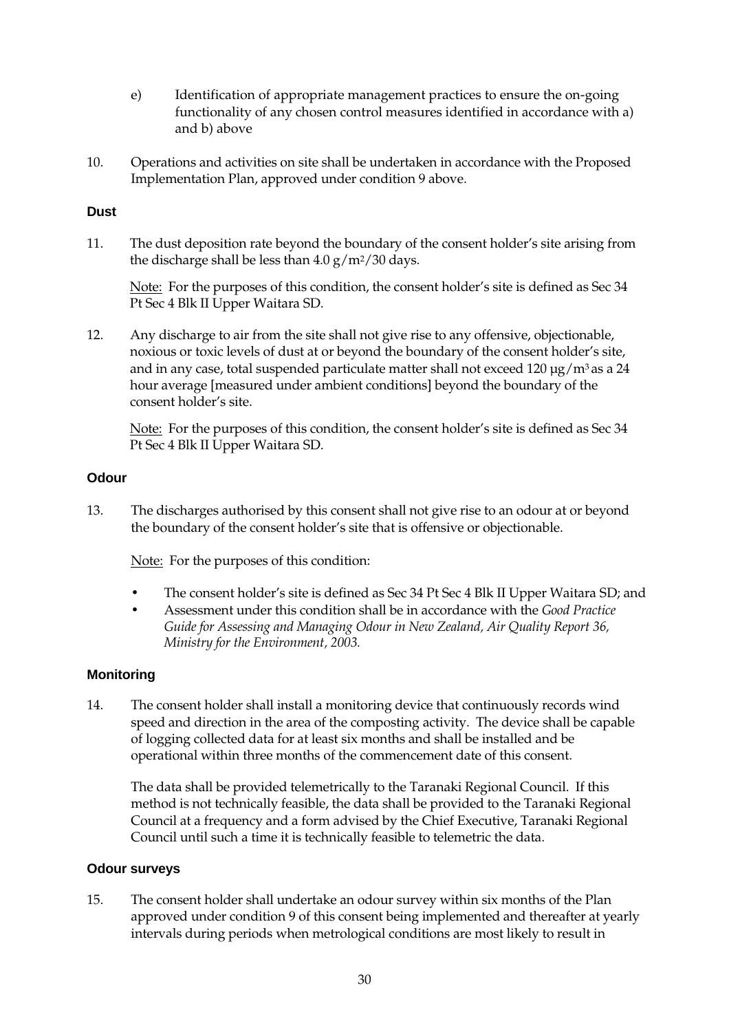e) Identification of appropriate management practices to ensure the on-going functionality of any chosen control measures identified in accordance with a) and b) above

10. Operations and activities on site shall be undertaken in accordance with the Proposed Implementation Plan, approved under condition 9 above.

### Dust

11. The dust deposition rate beyond the boundary of the consent holder's site arising from the discharge shall be less than 4.0 $g/m^2/30$ days.

    Note: For the purposes of this condition, the consent holder's site is defined as Sec 34 Pt Sec 4 Blk II Upper Waitara SD.

12. Any discharge to air from the site shall not give rise to any offensive, objectionable, noxious or toxic levels of dust at or beyond the boundary of the consent holder's site, and in any case, total suspended particulate matter shall not exceed 120 $\mu g/m^3$ as a 24 hour average [measured under ambient conditions] beyond the boundary of the consent holder's site.

    Note: For the purposes of this condition, the consent holder's site is defined as Sec 34 Pt Sec 4 Blk II Upper Waitara SD.

### Odour

13. The discharges authorised by this consent shall not give rise to an odour at or beyond the boundary of the consent holder's site that is offensive or objectionable.

    Note: For the purposes of this condition:

    - The consent holder's site is defined as Sec 34 Pt Sec 4 Blk II Upper Waitara SD; and
    - Assessment under this condition shall be in accordance with the *Good Practice Guide for Assessing and Managing Odour in New Zealand, Air Quality Report 36, Ministry for the Environment, 2003.*

### Monitoring

14. The consent holder shall install a monitoring device that continuously records wind speed and direction in the area of the composting activity. The device shall be capable of logging collected data for at least six months and shall be installed and be operational within three months of the commencement date of this consent.

    The data shall be provided telemetrically to the Taranaki Regional Council. If this method is not technically feasible, the data shall be provided to the Taranaki Regional Council at a frequency and a form advised by the Chief Executive, Taranaki Regional Council until such a time it is technically feasible to telemetric the data.

### Odour surveys

15. The consent holder shall undertake an odour survey within six months of the Plan approved under condition 9 of this consent being implemented and thereafter at yearly intervals during periods when metrological conditions are most likely to result in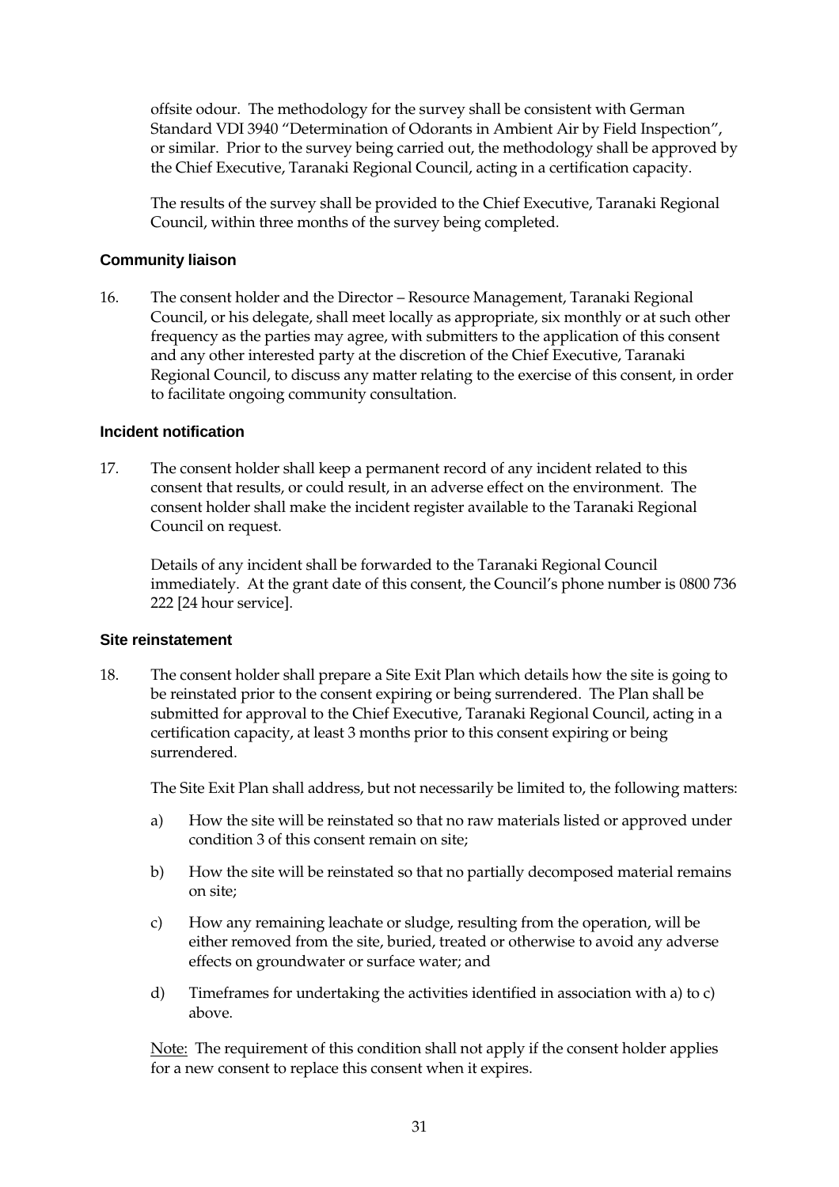offsite odour. The methodology for the survey shall be consistent with German Standard VDI 3940 "Determination of Odorants in Ambient Air by Field Inspection", or similar. Prior to the survey being carried out, the methodology shall be approved by the Chief Executive, Taranaki Regional Council, acting in a certification capacity.

The results of the survey shall be provided to the Chief Executive, Taranaki Regional Council, within three months of the survey being completed.

#### Community liaison

16. The consent holder and the Director – Resource Management, Taranaki Regional Council, or his delegate, shall meet locally as appropriate, six monthly or at such other frequency as the parties may agree, with submitters to the application of this consent and any other interested party at the discretion of the Chief Executive, Taranaki Regional Council, to discuss any matter relating to the exercise of this consent, in order to facilitate ongoing community consultation.

#### Incident notification

17. The consent holder shall keep a permanent record of any incident related to this consent that results, or could result, in an adverse effect on the environment. The consent holder shall make the incident register available to the Taranaki Regional Council on request.

    Details of any incident shall be forwarded to the Taranaki Regional Council immediately. At the grant date of this consent, the Council's phone number is 0800 736 222 [24 hour service].

#### Site reinstatement

18. The consent holder shall prepare a Site Exit Plan which details how the site is going to be reinstated prior to the consent expiring or being surrendered. The Plan shall be submitted for approval to the Chief Executive, Taranaki Regional Council, acting in a certification capacity, at least 3 months prior to this consent expiring or being surrendered.

    The Site Exit Plan shall address, but not necessarily be limited to, the following matters:

    a) How the site will be reinstated so that no raw materials listed or approved under condition 3 of this consent remain on site;

    b) How the site will be reinstated so that no partially decomposed material remains on site;

    c) How any remaining leachate or sludge, resulting from the operation, will be either removed from the site, buried, treated or otherwise to avoid any adverse effects on groundwater or surface water; and

    d) Timeframes for undertaking the activities identified in association with a) to c) above.

    Note: The requirement of this condition shall not apply if the consent holder applies for a new consent to replace this consent when it expires.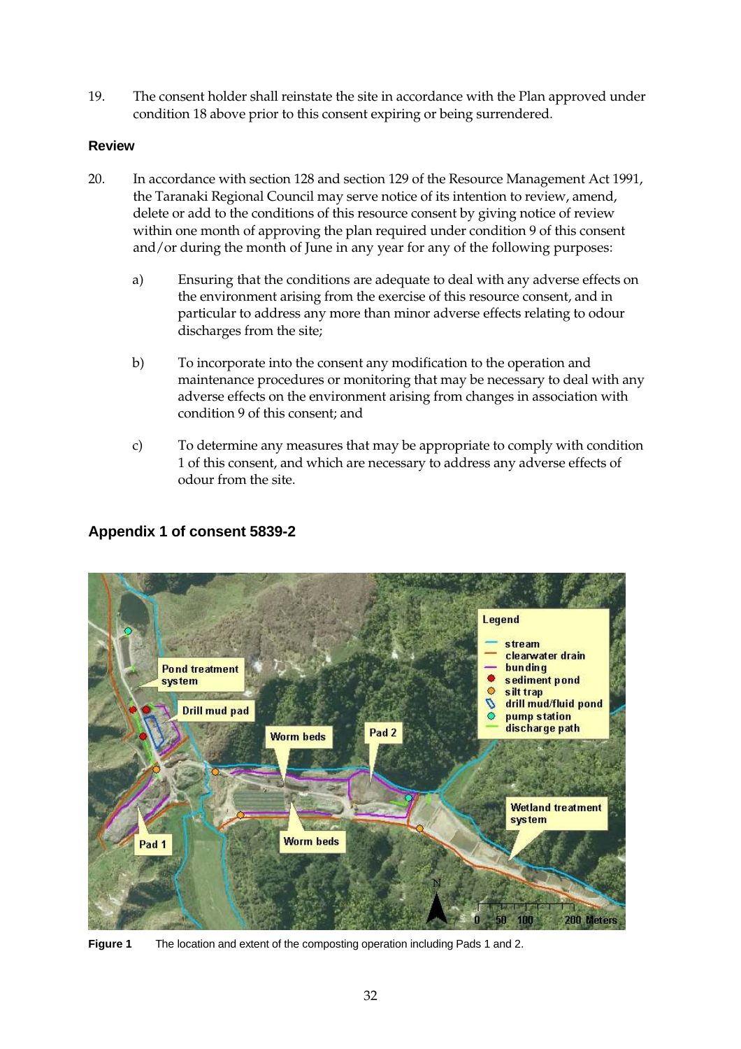19. The consent holder shall reinstate the site in accordance with the Plan approved under condition 18 above prior to this consent expiring or being surrendered.

### Review

20. In accordance with section 128 and section 129 of the Resource Management Act 1991, the Taranaki Regional Council may serve notice of its intention to review, amend, delete or add to the conditions of this resource consent by giving notice of review within one month of approving the plan required under condition 9 of this consent and/or during the month of June in any year for any of the following purposes:

    a) Ensuring that the conditions are adequate to deal with any adverse effects on the environment arising from the exercise of this resource consent, and in particular to address any more than minor adverse effects relating to odour discharges from the site;

    b) To incorporate into the consent any modification to the operation and maintenance procedures or monitoring that may be necessary to deal with any adverse effects on the environment arising from changes in association with condition 9 of this consent; and

    c) To determine any measures that may be appropriate to comply with condition 1 of this consent, and which are necessary to address any adverse effects of odour from the site.

## Appendix 1 of consent 5839-2

**Figure 1** The location and extent of the composting operation including Pads 1 and 2.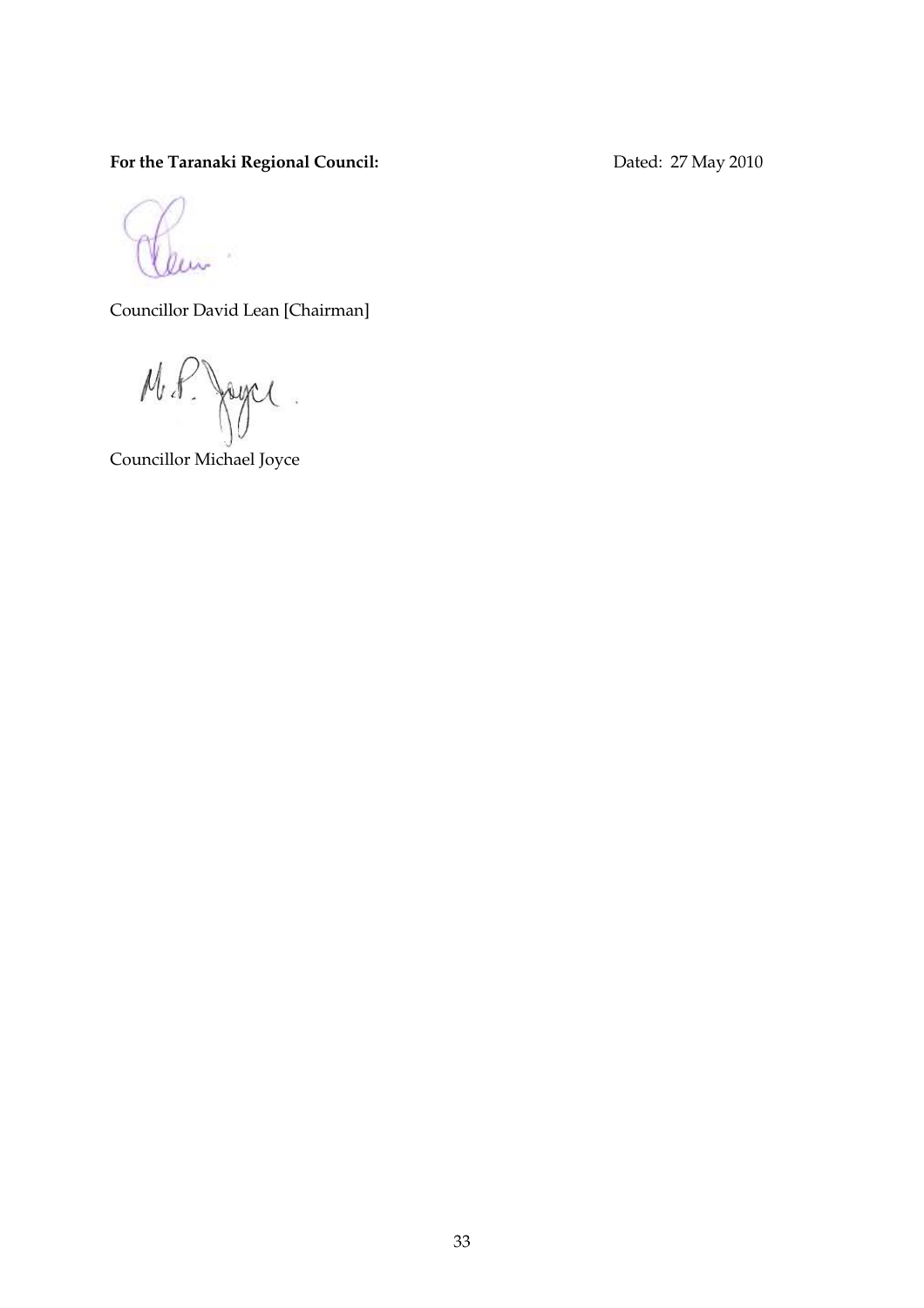**For the Taranaki Regional Council:** Dated: 27 May 2010

Councillor David Lean [Chairman]

Councillor Michael Joyce